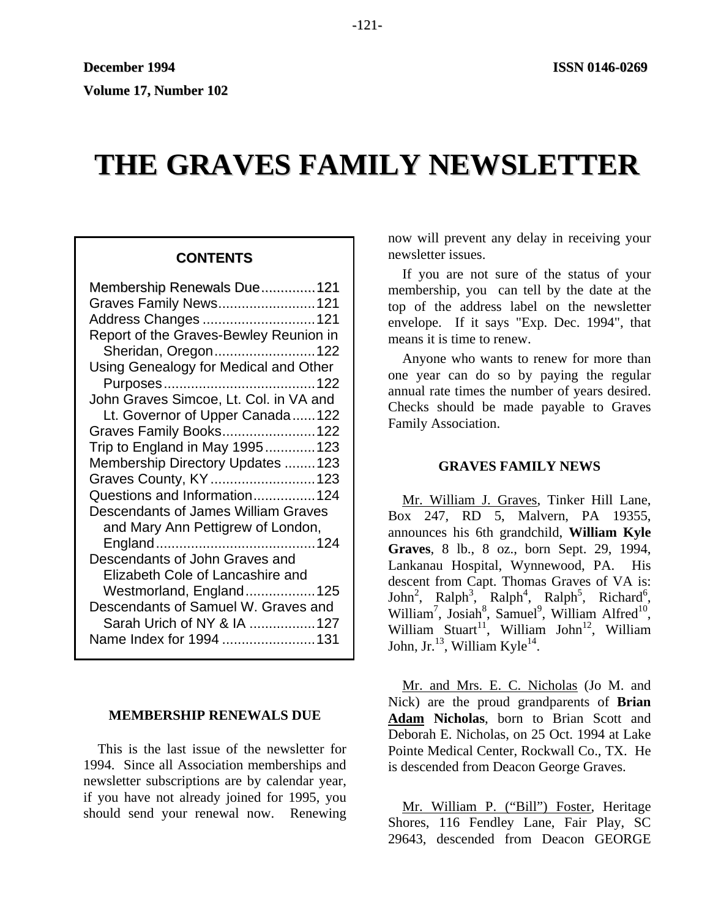December 1994 ISSN 0146-0269

Volume 17, Number 102

# THE GRAVES FAMILY NEWSLETTER

## CONTENTS

Membership Renewals Due..............121
Graves Family News..........................121
Address Changes .............................121
Report of the Graves-Bewley Reunion in Sheridan, Oregon..........................122
Using Genealogy for Medical and Other Purposes.......................................122
John Graves Simcoe, Lt. Col. in VA and Lt. Governor of Upper Canada......122
Graves Family Books........................122
Trip to England in May 1995.............123
Membership Directory Updates ........123
Graves County, KY...........................123
Questions and Information................124
Descendants of James William Graves and Mary Ann Pettigrew of London, England.........................................124
Descendants of John Graves and Elizabeth Cole of Lancashire and Westmorland, England..................125
Descendants of Samuel W. Graves and Sarah Urich of NY & IA .................127
Name Index for 1994 ........................131

## MEMBERSHIP RENEWALS DUE

This is the last issue of the newsletter for 1994. Since all Association memberships and newsletter subscriptions are by calendar year, if you have not already joined for 1995, you should send your renewal now. Renewing now will prevent any delay in receiving your newsletter issues.

If you are not sure of the status of your membership, you can tell by the date at the top of the address label on the newsletter envelope. If it says "Exp. Dec. 1994", that means it is time to renew.

Anyone who wants to renew for more than one year can do so by paying the regular annual rate times the number of years desired. Checks should be made payable to Graves Family Association.

## GRAVES FAMILY NEWS

Mr. William J. Graves, Tinker Hill Lane, Box 247, RD 5, Malvern, PA 19355, announces his 6th grandchild, **William Kyle Graves**, 8 lb., 8 oz., born Sept. 29, 1994, Lankanau Hospital, Wynnewood, PA. His descent from Capt. Thomas Graves of VA is: John[2], Ralph[3], Ralph[4], Ralph[5], Richard[6], William[7], Josiah[8], Samuel[9], William Alfred[10], William Stuart[11], William John[12], William John, Jr.[13], William Kyle[14].

Mr. and Mrs. E. C. Nicholas (Jo M. and Nick) are the proud grandparents of **Brian Adam Nicholas**, born to Brian Scott and Deborah E. Nicholas, on 25 Oct. 1994 at Lake Pointe Medical Center, Rockwall Co., TX. He is descended from Deacon George Graves.

Mr. William P. ("Bill") Foster, Heritage Shores, 116 Fendley Lane, Fair Play, SC 29643, descended from Deacon GEORGE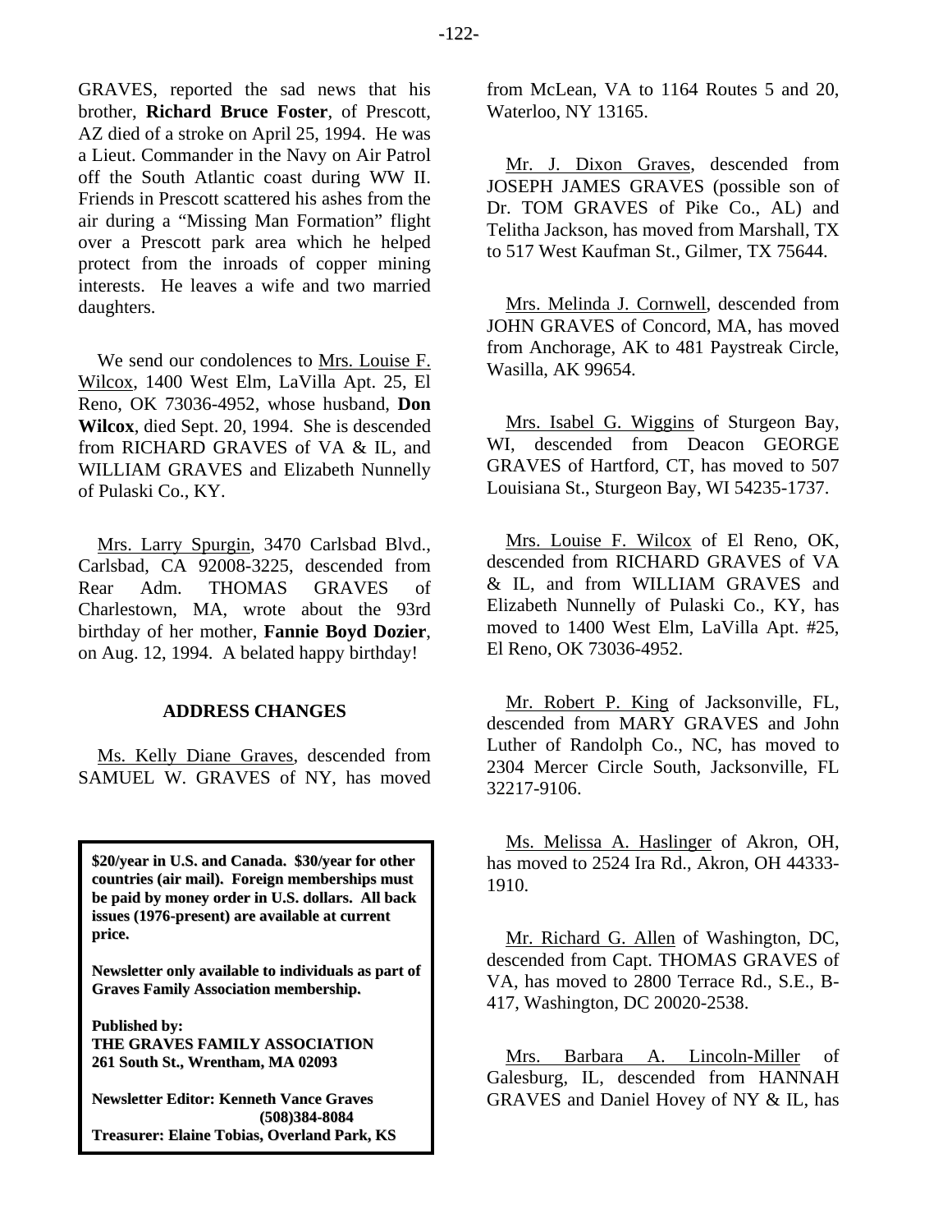GRAVES, reported the sad news that his brother, **Richard Bruce Foster**, of Prescott, AZ died of a stroke on April 25, 1994. He was a Lieut. Commander in the Navy on Air Patrol off the South Atlantic coast during WW II. Friends in Prescott scattered his ashes from the air during a "Missing Man Formation" flight over a Prescott park area which he helped protect from the inroads of copper mining interests. He leaves a wife and two married daughters.

We send our condolences to Mrs. Louise F. Wilcox, 1400 West Elm, LaVilla Apt. 25, El Reno, OK 73036-4952, whose husband, **Don Wilcox**, died Sept. 20, 1994. She is descended from RICHARD GRAVES of VA & IL, and WILLIAM GRAVES and Elizabeth Nunnelly of Pulaski Co., KY.

Mrs. Larry Spurgin, 3470 Carlsbad Blvd., Carlsbad, CA 92008-3225, descended from Rear Adm. THOMAS GRAVES of Charlestown, MA, wrote about the 93rd birthday of her mother, **Fannie Boyd Dozier**, on Aug. 12, 1994. A belated happy birthday!

## ADDRESS CHANGES

Ms. Kelly Diane Graves, descended from SAMUEL W. GRAVES of NY, has moved from McLean, VA to 1164 Routes 5 and 20, Waterloo, NY 13165.

Mr. J. Dixon Graves, descended from JOSEPH JAMES GRAVES (possible son of Dr. TOM GRAVES of Pike Co., AL) and Telitha Jackson, has moved from Marshall, TX to 517 West Kaufman St., Gilmer, TX 75644.

Mrs. Melinda J. Cornwell, descended from JOHN GRAVES of Concord, MA, has moved from Anchorage, AK to 481 Paystreak Circle, Wasilla, AK 99654.

Mrs. Isabel G. Wiggins of Sturgeon Bay, WI, descended from Deacon GEORGE GRAVES of Hartford, CT, has moved to 507 Louisiana St., Sturgeon Bay, WI 54235-1737.

Mrs. Louise F. Wilcox of El Reno, OK, descended from RICHARD GRAVES of VA & IL, and from WILLIAM GRAVES and Elizabeth Nunnelly of Pulaski Co., KY, has moved to 1400 West Elm, LaVilla Apt. #25, El Reno, OK 73036-4952.

Mr. Robert P. King of Jacksonville, FL, descended from MARY GRAVES and John Luther of Randolph Co., NC, has moved to 2304 Mercer Circle South, Jacksonville, FL 32217-9106.

Ms. Melissa A. Haslinger of Akron, OH, has moved to 2524 Ira Rd., Akron, OH 44333-1910.

Mr. Richard G. Allen of Washington, DC, descended from Capt. THOMAS GRAVES of VA, has moved to 2800 Terrace Rd., S.E., B-417, Washington, DC 20020-2538.

Mrs. Barbara A. Lincoln-Miller of Galesburg, IL, descended from HANNAH GRAVES and Daniel Hovey of NY & IL, has

---

**$20/year in U.S. and Canada. $30/year for other countries (air mail). Foreign memberships must be paid by money order in U.S. dollars. All back issues (1976-present) are available at current price.**

**Newsletter only available to individuals as part of Graves Family Association membership.**

**Published by:**
**THE GRAVES FAMILY ASSOCIATION**
**261 South St., Wrentham, MA 02093**

**Newsletter Editor: Kenneth Vance Graves**
**(508)384-8084**
**Treasurer: Elaine Tobias, Overland Park, KS**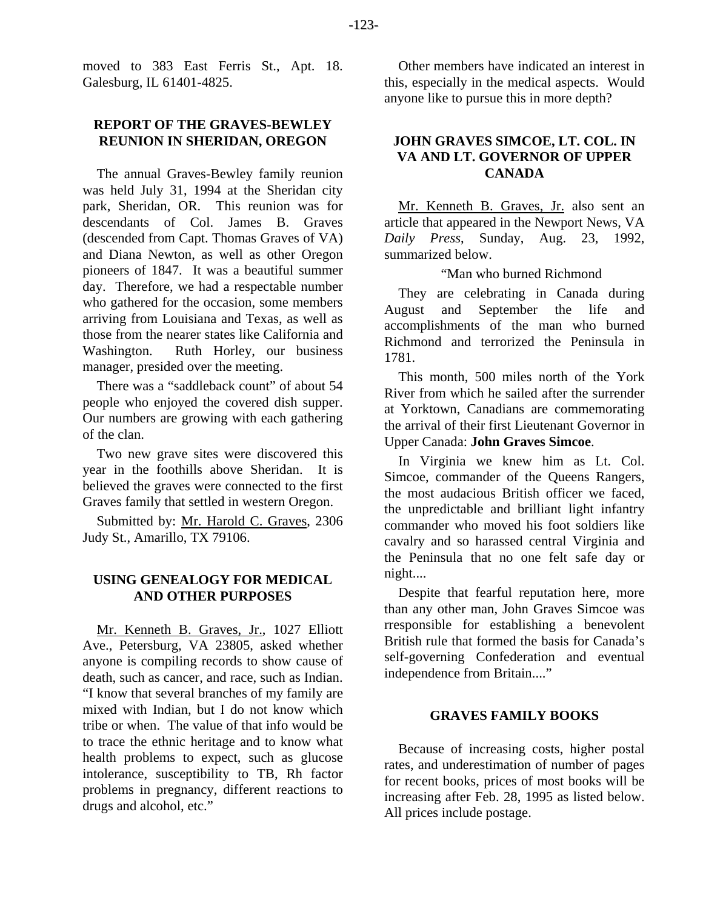moved to 383 East Ferris St., Apt. 18. Galesburg, IL 61401-4825.

## REPORT OF THE GRAVES-BEWLEY REUNION IN SHERIDAN, OREGON

The annual Graves-Bewley family reunion was held July 31, 1994 at the Sheridan city park, Sheridan, OR. This reunion was for descendants of Col. James B. Graves (descended from Capt. Thomas Graves of VA) and Diana Newton, as well as other Oregon pioneers of 1847. It was a beautiful summer day. Therefore, we had a respectable number who gathered for the occasion, some members arriving from Louisiana and Texas, as well as those from the nearer states like California and Washington. Ruth Horley, our business manager, presided over the meeting.

There was a "saddleback count" of about 54 people who enjoyed the covered dish supper. Our numbers are growing with each gathering of the clan.

Two new grave sites were discovered this year in the foothills above Sheridan. It is believed the graves were connected to the first Graves family that settled in western Oregon.

Submitted by: Mr. Harold C. Graves, 2306 Judy St., Amarillo, TX 79106.

## USING GENEALOGY FOR MEDICAL AND OTHER PURPOSES

Mr. Kenneth B. Graves, Jr., 1027 Elliott Ave., Petersburg, VA 23805, asked whether anyone is compiling records to show cause of death, such as cancer, and race, such as Indian. "I know that several branches of my family are mixed with Indian, but I do not know which tribe or when. The value of that info would be to trace the ethnic heritage and to know what health problems to expect, such as glucose intolerance, susceptibility to TB, Rh factor problems in pregnancy, different reactions to drugs and alcohol, etc."

Other members have indicated an interest in this, especially in the medical aspects. Would anyone like to pursue this in more depth?

## JOHN GRAVES SIMCOE, LT. COL. IN VA AND LT. GOVERNOR OF UPPER CANADA

Mr. Kenneth B. Graves, Jr. also sent an article that appeared in the Newport News, VA *Daily Press*, Sunday, Aug. 23, 1992, summarized below.

"Man who burned Richmond

They are celebrating in Canada during August and September the life and accomplishments of the man who burned Richmond and terrorized the Peninsula in 1781.

This month, 500 miles north of the York River from which he sailed after the surrender at Yorktown, Canadians are commemorating the arrival of their first Lieutenant Governor in Upper Canada: **John Graves Simcoe**.

In Virginia we knew him as Lt. Col. Simcoe, commander of the Queens Rangers, the most audacious British officer we faced, the unpredictable and brilliant light infantry commander who moved his foot soldiers like cavalry and so harassed central Virginia and the Peninsula that no one felt safe day or night....

Despite that fearful reputation here, more than any other man, John Graves Simcoe was rresponsible for establishing a benevolent British rule that formed the basis for Canada's self-governing Confederation and eventual independence from Britain...."

## GRAVES FAMILY BOOKS

Because of increasing costs, higher postal rates, and underestimation of number of pages for recent books, prices of most books will be increasing after Feb. 28, 1995 as listed below. All prices include postage.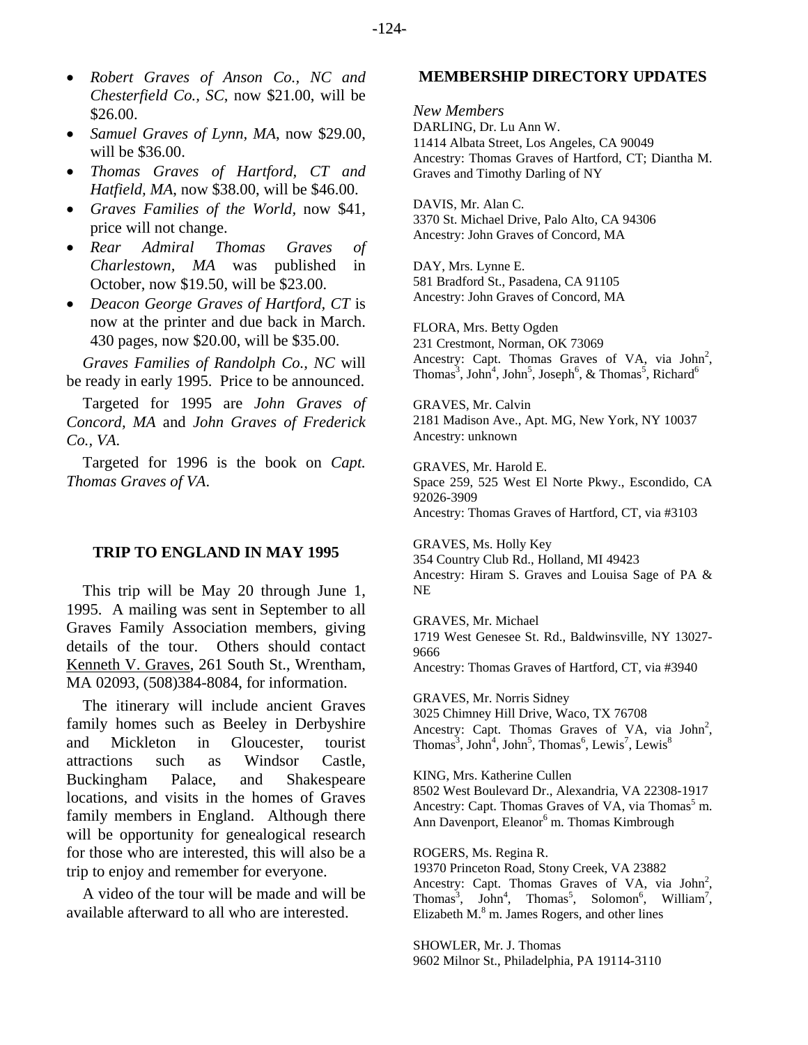- *Robert Graves of Anson Co., NC and Chesterfield Co., SC*, now $21.00, will be $26.00.
- *Samuel Graves of Lynn, MA*, now $29.00, will be $36.00.
- *Thomas Graves of Hartford, CT and Hatfield, MA*, now $38.00, will be $46.00.
- *Graves Families of the World*, now $41, price will not change.
- *Rear Admiral Thomas Graves of Charlestown, MA* was published in October, now $19.50, will be $23.00.
- *Deacon George Graves of Hartford, CT* is now at the printer and due back in March. 430 pages, now $20.00, will be $35.00.

*Graves Families of Randolph Co., NC* will be ready in early 1995. Price to be announced.

Targeted for 1995 are *John Graves of Concord, MA* and *John Graves of Frederick Co., VA.*

Targeted for 1996 is the book on *Capt. Thomas Graves of VA*.

## TRIP TO ENGLAND IN MAY 1995

This trip will be May 20 through June 1, 1995. A mailing was sent in September to all Graves Family Association members, giving details of the tour. Others should contact Kenneth V. Graves, 261 South St., Wrentham, MA 02093, (508)384-8084, for information.

The itinerary will include ancient Graves family homes such as Beeley in Derbyshire and Mickleton in Gloucester, tourist attractions such as Windsor Castle, Buckingham Palace, and Shakespeare locations, and visits in the homes of Graves family members in England. Although there will be opportunity for genealogical research for those who are interested, this will also be a trip to enjoy and remember for everyone.

A video of the tour will be made and will be available afterward to all who are interested.

## MEMBERSHIP DIRECTORY UPDATES

*New Members*

DARLING, Dr. Lu Ann W.
11414 Albata Street, Los Angeles, CA 90049
Ancestry: Thomas Graves of Hartford, CT; Diantha M. Graves and Timothy Darling of NY

DAVIS, Mr. Alan C.
3370 St. Michael Drive, Palo Alto, CA 94306
Ancestry: John Graves of Concord, MA

DAY, Mrs. Lynne E.
581 Bradford St., Pasadena, CA 91105
Ancestry: John Graves of Concord, MA

FLORA, Mrs. Betty Ogden
231 Crestmont, Norman, OK 73069
Ancestry: Capt. Thomas Graves of VA, via John[2], Thomas[3], John[4], John[5], Joseph[6], & Thomas[5], Richard[6]

GRAVES, Mr. Calvin
2181 Madison Ave., Apt. MG, New York, NY 10037
Ancestry: unknown

GRAVES, Mr. Harold E.
Space 259, 525 West El Norte Pkwy., Escondido, CA 92026-3909
Ancestry: Thomas Graves of Hartford, CT, via #3103

GRAVES, Ms. Holly Key
354 Country Club Rd., Holland, MI 49423
Ancestry: Hiram S. Graves and Louisa Sage of PA & NE

GRAVES, Mr. Michael
1719 West Genesee St. Rd., Baldwinsville, NY 13027-9666
Ancestry: Thomas Graves of Hartford, CT, via #3940

GRAVES, Mr. Norris Sidney
3025 Chimney Hill Drive, Waco, TX 76708
Ancestry: Capt. Thomas Graves of VA, via John[2], Thomas[3], John[4], John[5], Thomas[6], Lewis[7], Lewis[8]

KING, Mrs. Katherine Cullen
8502 West Boulevard Dr., Alexandria, VA 22308-1917
Ancestry: Capt. Thomas Graves of VA, via Thomas[5] m. Ann Davenport, Eleanor[6] m. Thomas Kimbrough

ROGERS, Ms. Regina R.
19370 Princeton Road, Stony Creek, VA 23882
Ancestry: Capt. Thomas Graves of VA, via John[2], Thomas[3], John[4], Thomas[5], Solomon[6], William[7], Elizabeth M.[8] m. James Rogers, and other lines

SHOWLER, Mr. J. Thomas
9602 Milnor St., Philadelphia, PA 19114-3110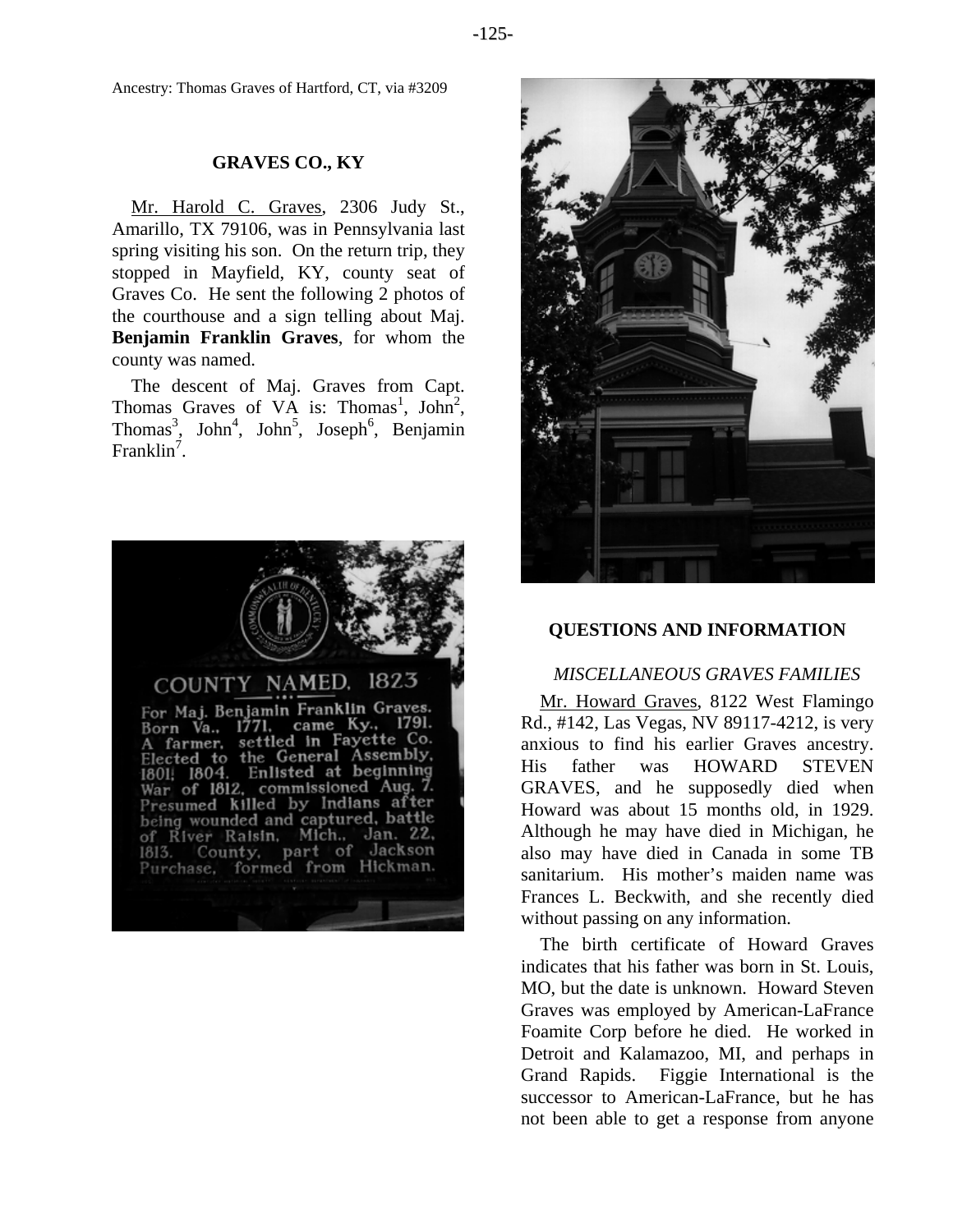Ancestry: Thomas Graves of Hartford, CT, via #3209

## GRAVES CO., KY

Mr. Harold C. Graves, 2306 Judy St., Amarillo, TX 79106, was in Pennsylvania last spring visiting his son. On the return trip, they stopped in Mayfield, KY, county seat of Graves Co. He sent the following 2 photos of the courthouse and a sign telling about Maj. **Benjamin Franklin Graves**, for whom the county was named.

The descent of Maj. Graves from Capt. Thomas Graves of VA is: Thomas[1], John[2], Thomas[3], John[4], John[5], Joseph[6], Benjamin Franklin[7].

COUNTY NAMED, 1823

For Maj. Benjamin Franklin Graves. Born Va., 1771, came Ky., 1791. A farmer, settled in Fayette Co. Elected to the General Assembly, 1801; 1804. Enlisted at beginning War of 1812, commissioned Aug. 7. Presumed killed by Indians after being wounded and captured, battle of River Raisin, Mich., Jan. 22, 1813. County, part of Jackson Purchase, formed from Hickman.

## QUESTIONS AND INFORMATION

### *MISCELLANEOUS GRAVES FAMILIES*

Mr. Howard Graves, 8122 West Flamingo Rd., #142, Las Vegas, NV 89117-4212, is very anxious to find his earlier Graves ancestry. His father was HOWARD STEVEN GRAVES, and he supposedly died when Howard was about 15 months old, in 1929. Although he may have died in Michigan, he also may have died in Canada in some TB sanitarium. His mother's maiden name was Frances L. Beckwith, and she recently died without passing on any information.

The birth certificate of Howard Graves indicates that his father was born in St. Louis, MO, but the date is unknown. Howard Steven Graves was employed by American-LaFrance Foamite Corp before he died. He worked in Detroit and Kalamazoo, MI, and perhaps in Grand Rapids. Figgie International is the successor to American-LaFrance, but he has not been able to get a response from anyone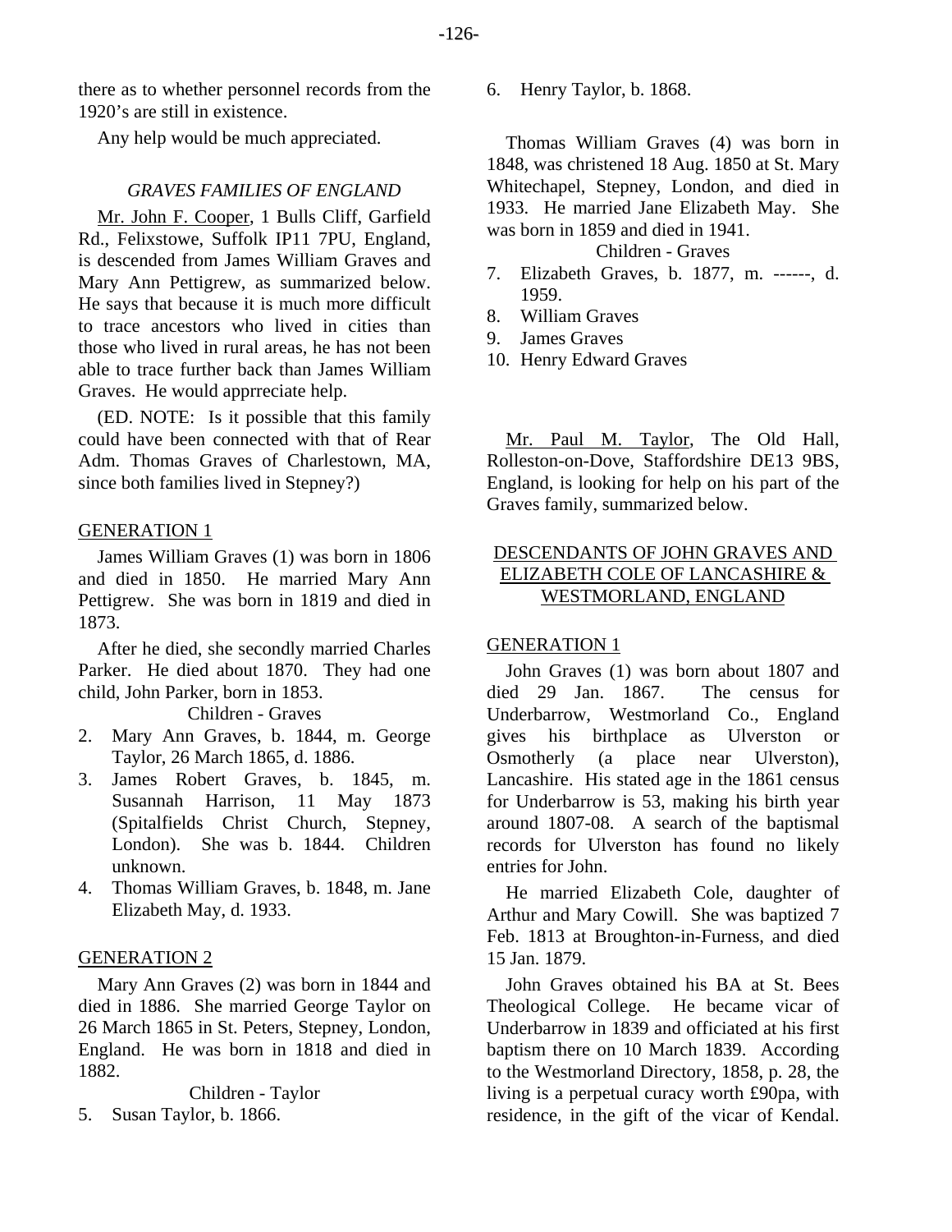there as to whether personnel records from the 1920's are still in existence.

Any help would be much appreciated.

### *GRAVES FAMILIES OF ENGLAND*

Mr. John F. Cooper, 1 Bulls Cliff, Garfield Rd., Felixstowe, Suffolk IP11 7PU, England, is descended from James William Graves and Mary Ann Pettigrew, as summarized below. He says that because it is much more difficult to trace ancestors who lived in cities than those who lived in rural areas, he has not been able to trace further back than James William Graves. He would apprreciate help.

(ED. NOTE: Is it possible that this family could have been connected with that of Rear Adm. Thomas Graves of Charlestown, MA, since both families lived in Stepney?)

GENERATION 1

James William Graves (1) was born in 1806 and died in 1850. He married Mary Ann Pettigrew. She was born in 1819 and died in 1873.

After he died, she secondly married Charles Parker. He died about 1870. They had one child, John Parker, born in 1853.

Children - Graves

2. Mary Ann Graves, b. 1844, m. George Taylor, 26 March 1865, d. 1886.
3. James Robert Graves, b. 1845, m. Susannah Harrison, 11 May 1873 (Spitalfields Christ Church, Stepney, London). She was b. 1844. Children unknown.
4. Thomas William Graves, b. 1848, m. Jane Elizabeth May, d. 1933.

GENERATION 2

Mary Ann Graves (2) was born in 1844 and died in 1886. She married George Taylor on 26 March 1865 in St. Peters, Stepney, London, England. He was born in 1818 and died in 1882.

Children - Taylor

5. Susan Taylor, b. 1866.
6. Henry Taylor, b. 1868.

Thomas William Graves (4) was born in 1848, was christened 18 Aug. 1850 at St. Mary Whitechapel, Stepney, London, and died in 1933. He married Jane Elizabeth May. She was born in 1859 and died in 1941.

Children - Graves

7. Elizabeth Graves, b. 1877, m. ------, d. 1959.
8. William Graves
9. James Graves
10. Henry Edward Graves

Mr. Paul M. Taylor, The Old Hall, Rolleston-on-Dove, Staffordshire DE13 9BS, England, is looking for help on his part of the Graves family, summarized below.

DESCENDANTS OF JOHN GRAVES AND ELIZABETH COLE OF LANCASHIRE & WESTMORLAND, ENGLAND

GENERATION 1

John Graves (1) was born about 1807 and died 29 Jan. 1867. The census for Underbarrow, Westmorland Co., England gives his birthplace as Ulverston or Osmotherly (a place near Ulverston), Lancashire. His stated age in the 1861 census for Underbarrow is 53, making his birth year around 1807-08. A search of the baptismal records for Ulverston has found no likely entries for John.

He married Elizabeth Cole, daughter of Arthur and Mary Cowill. She was baptized 7 Feb. 1813 at Broughton-in-Furness, and died 15 Jan. 1879.

John Graves obtained his BA at St. Bees Theological College. He became vicar of Underbarrow in 1839 and officiated at his first baptism there on 10 March 1839. According to the Westmorland Directory, 1858, p. 28, the living is a perpetual curacy worth £90pa, with residence, in the gift of the vicar of Kendal.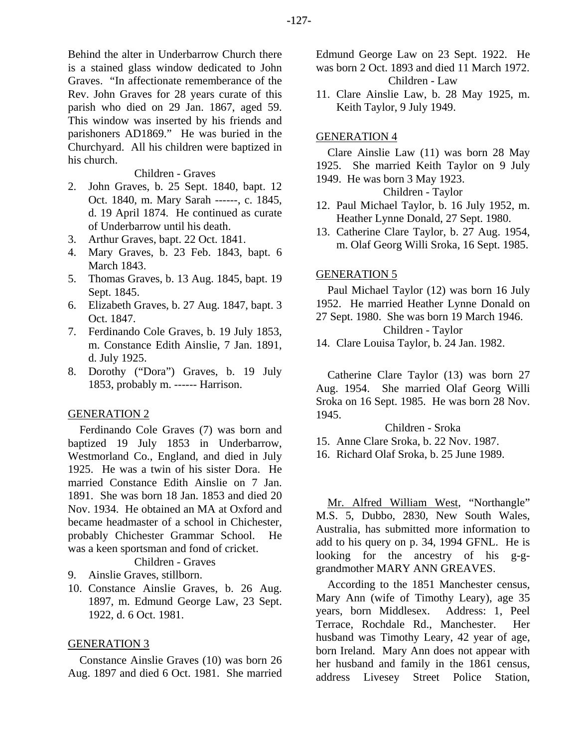Behind the alter in Underbarrow Church there is a stained glass window dedicated to John Graves. "In affectionate rememberance of the Rev. John Graves for 28 years curate of this parish who died on 29 Jan. 1867, aged 59. This window was inserted by his friends and parishoners AD1869." He was buried in the Churchyard. All his children were baptized in his church.

Children - Graves

2. John Graves, b. 25 Sept. 1840, bapt. 12 Oct. 1840, m. Mary Sarah ------, c. 1845, d. 19 April 1874. He continued as curate of Underbarrow until his death.
3. Arthur Graves, bapt. 22 Oct. 1841.
4. Mary Graves, b. 23 Feb. 1843, bapt. 6 March 1843.
5. Thomas Graves, b. 13 Aug. 1845, bapt. 19 Sept. 1845.
6. Elizabeth Graves, b. 27 Aug. 1847, bapt. 3 Oct. 1847.
7. Ferdinando Cole Graves, b. 19 July 1853, m. Constance Edith Ainslie, 7 Jan. 1891, d. July 1925.
8. Dorothy ("Dora") Graves, b. 19 July 1853, probably m. ------ Harrison.

GENERATION 2

Ferdinando Cole Graves (7) was born and baptized 19 July 1853 in Underbarrow, Westmorland Co., England, and died in July 1925. He was a twin of his sister Dora. He married Constance Edith Ainslie on 7 Jan. 1891. She was born 18 Jan. 1853 and died 20 Nov. 1934. He obtained an MA at Oxford and became headmaster of a school in Chichester, probably Chichester Grammar School. He was a keen sportsman and fond of cricket.

Children - Graves

9. Ainslie Graves, stillborn.
10. Constance Ainslie Graves, b. 26 Aug. 1897, m. Edmund George Law, 23 Sept. 1922, d. 6 Oct. 1981.

GENERATION 3

Constance Ainslie Graves (10) was born 26 Aug. 1897 and died 6 Oct. 1981. She married Edmund George Law on 23 Sept. 1922. He was born 2 Oct. 1893 and died 11 March 1972.

Children - Law

11. Clare Ainslie Law, b. 28 May 1925, m. Keith Taylor, 9 July 1949.

GENERATION 4

Clare Ainslie Law (11) was born 28 May 1925. She married Keith Taylor on 9 July 1949. He was born 3 May 1923.

Children - Taylor

12. Paul Michael Taylor, b. 16 July 1952, m. Heather Lynne Donald, 27 Sept. 1980.
13. Catherine Clare Taylor, b. 27 Aug. 1954, m. Olaf Georg Willi Sroka, 16 Sept. 1985.

GENERATION 5

Paul Michael Taylor (12) was born 16 July 1952. He married Heather Lynne Donald on 27 Sept. 1980. She was born 19 March 1946.

Children - Taylor

14. Clare Louisa Taylor, b. 24 Jan. 1982.

Catherine Clare Taylor (13) was born 27 Aug. 1954. She married Olaf Georg Willi Sroka on 16 Sept. 1985. He was born 28 Nov. 1945.

Children - Sroka

15. Anne Clare Sroka, b. 22 Nov. 1987.
16. Richard Olaf Sroka, b. 25 June 1989.

Mr. Alfred William West, "Northangle" M.S. 5, Dubbo, 2830, New South Wales, Australia, has submitted more information to add to his query on p. 34, 1994 GFNL. He is looking for the ancestry of his g-g-grandmother MARY ANN GREAVES.

According to the 1851 Manchester census, Mary Ann (wife of Timothy Leary), age 35 years, born Middlesex. Address: 1, Peel Terrace, Rochdale Rd., Manchester. Her husband was Timothy Leary, 42 year of age, born Ireland. Mary Ann does not appear with her husband and family in the 1861 census, address Livesey Street Police Station,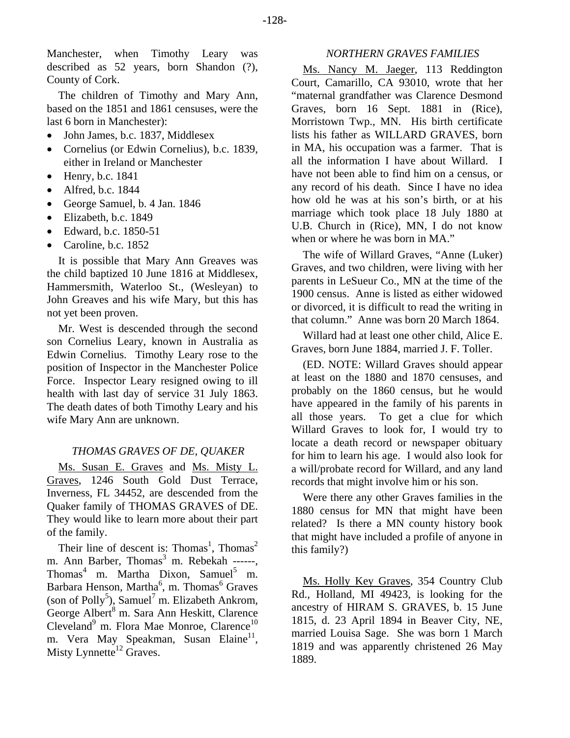Manchester, when Timothy Leary was described as 52 years, born Shandon (?), County of Cork.

The children of Timothy and Mary Ann, based on the 1851 and 1861 censuses, were the last 6 born in Manchester):

- John James, b.c. 1837, Middlesex
- Cornelius (or Edwin Cornelius), b.c. 1839, either in Ireland or Manchester
- Henry, b.c. 1841
- Alfred, b.c. 1844
- George Samuel, b. 4 Jan. 1846
- Elizabeth, b.c. 1849
- Edward, b.c. 1850-51
- Caroline, b.c. 1852

It is possible that Mary Ann Greaves was the child baptized 10 June 1816 at Middlesex, Hammersmith, Waterloo St., (Wesleyan) to John Greaves and his wife Mary, but this has not yet been proven.

Mr. West is descended through the second son Cornelius Leary, known in Australia as Edwin Cornelius. Timothy Leary rose to the position of Inspector in the Manchester Police Force. Inspector Leary resigned owing to ill health with last day of service 31 July 1863. The death dates of both Timothy Leary and his wife Mary Ann are unknown.

### *THOMAS GRAVES OF DE, QUAKER*

Ms. Susan E. Graves and Ms. Misty L. Graves, 1246 South Gold Dust Terrace, Inverness, FL 34452, are descended from the Quaker family of THOMAS GRAVES of DE. They would like to learn more about their part of the family.

Their line of descent is: Thomas[1], Thomas[2] m. Ann Barber, Thomas[3] m. Rebekah ------, Thomas[4] m. Martha Dixon, Samuel[5] m. Barbara Henson, Martha[6], m. Thomas[6] Graves (son of Polly[5]), Samuel[7] m. Elizabeth Ankrom, George Albert[8] m. Sara Ann Heskitt, Clarence Cleveland[9] m. Flora Mae Monroe, Clarence[10] m. Vera May Speakman, Susan Elaine[11], Misty Lynnette[12] Graves.

### *NORTHERN GRAVES FAMILIES*

Ms. Nancy M. Jaeger, 113 Reddington Court, Camarillo, CA 93010, wrote that her "maternal grandfather was Clarence Desmond Graves, born 16 Sept. 1881 in (Rice), Morristown Twp., MN. His birth certificate lists his father as WILLARD GRAVES, born in MA, his occupation was a farmer. That is all the information I have about Willard. I have not been able to find him on a census, or any record of his death. Since I have no idea how old he was at his son's birth, or at his marriage which took place 18 July 1880 at U.B. Church in (Rice), MN, I do not know when or where he was born in MA."

The wife of Willard Graves, "Anne (Luker) Graves, and two children, were living with her parents in LeSueur Co., MN at the time of the 1900 census. Anne is listed as either widowed or divorced, it is difficult to read the writing in that column." Anne was born 20 March 1864.

Willard had at least one other child, Alice E. Graves, born June 1884, married J. F. Toller.

(ED. NOTE: Willard Graves should appear at least on the 1880 and 1870 censuses, and probably on the 1860 census, but he would have appeared in the family of his parents in all those years. To get a clue for which Willard Graves to look for, I would try to locate a death record or newspaper obituary for him to learn his age. I would also look for a will/probate record for Willard, and any land records that might involve him or his son.

Were there any other Graves families in the 1880 census for MN that might have been related? Is there a MN county history book that might have included a profile of anyone in this family?)

Ms. Holly Key Graves, 354 Country Club Rd., Holland, MI 49423, is looking for the ancestry of HIRAM S. GRAVES, b. 15 June 1815, d. 23 April 1894 in Beaver City, NE, married Louisa Sage. She was born 1 March 1819 and was apparently christened 26 May 1889.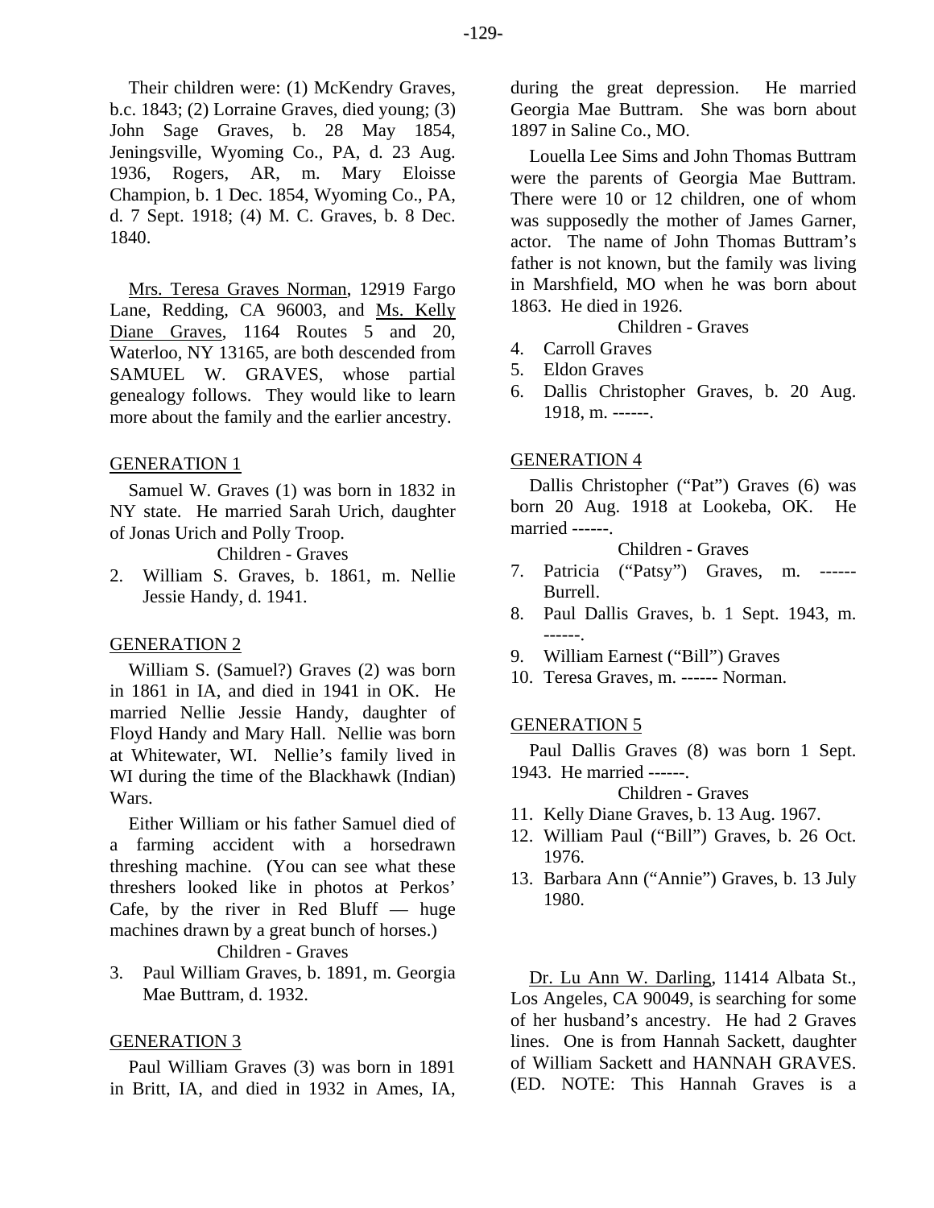Their children were: (1) McKendry Graves, b.c. 1843; (2) Lorraine Graves, died young; (3) John Sage Graves, b. 28 May 1854, Jeningsville, Wyoming Co., PA, d. 23 Aug. 1936, Rogers, AR, m. Mary Eloisse Champion, b. 1 Dec. 1854, Wyoming Co., PA, d. 7 Sept. 1918; (4) M. C. Graves, b. 8 Dec. 1840.

Mrs. Teresa Graves Norman, 12919 Fargo Lane, Redding, CA 96003, and Ms. Kelly Diane Graves, 1164 Routes 5 and 20, Waterloo, NY 13165, are both descended from SAMUEL W. GRAVES, whose partial genealogy follows. They would like to learn more about the family and the earlier ancestry.

GENERATION 1

Samuel W. Graves (1) was born in 1832 in NY state. He married Sarah Urich, daughter of Jonas Urich and Polly Troop.

Children - Graves

2. William S. Graves, b. 1861, m. Nellie Jessie Handy, d. 1941.

GENERATION 2

William S. (Samuel?) Graves (2) was born in 1861 in IA, and died in 1941 in OK. He married Nellie Jessie Handy, daughter of Floyd Handy and Mary Hall. Nellie was born at Whitewater, WI. Nellie's family lived in WI during the time of the Blackhawk (Indian) Wars.

Either William or his father Samuel died of a farming accident with a horsedrawn threshing machine. (You can see what these threshers looked like in photos at Perkos' Cafe, by the river in Red Bluff — huge machines drawn by a great bunch of horses.)

Children - Graves

3. Paul William Graves, b. 1891, m. Georgia Mae Buttram, d. 1932.

GENERATION 3

Paul William Graves (3) was born in 1891 in Britt, IA, and died in 1932 in Ames, IA, during the great depression. He married Georgia Mae Buttram. She was born about 1897 in Saline Co., MO.

Louella Lee Sims and John Thomas Buttram were the parents of Georgia Mae Buttram. There were 10 or 12 children, one of whom was supposedly the mother of James Garner, actor. The name of John Thomas Buttram's father is not known, but the family was living in Marshfield, MO when he was born about 1863. He died in 1926.

Children - Graves

4. Carroll Graves
5. Eldon Graves
6. Dallis Christopher Graves, b. 20 Aug. 1918, m. ------.

GENERATION 4

Dallis Christopher ("Pat") Graves (6) was born 20 Aug. 1918 at Lookeba, OK. He married ------.

Children - Graves

7. Patricia ("Patsy") Graves, m. ------ Burrell.
8. Paul Dallis Graves, b. 1 Sept. 1943, m. ------.
9. William Earnest ("Bill") Graves
10. Teresa Graves, m. ------ Norman.

GENERATION 5

Paul Dallis Graves (8) was born 1 Sept. 1943. He married ------.

Children - Graves

11. Kelly Diane Graves, b. 13 Aug. 1967.
12. William Paul ("Bill") Graves, b. 26 Oct. 1976.
13. Barbara Ann ("Annie") Graves, b. 13 July 1980.

Dr. Lu Ann W. Darling, 11414 Albata St., Los Angeles, CA 90049, is searching for some of her husband's ancestry. He had 2 Graves lines. One is from Hannah Sackett, daughter of William Sackett and HANNAH GRAVES. (ED. NOTE: This Hannah Graves is a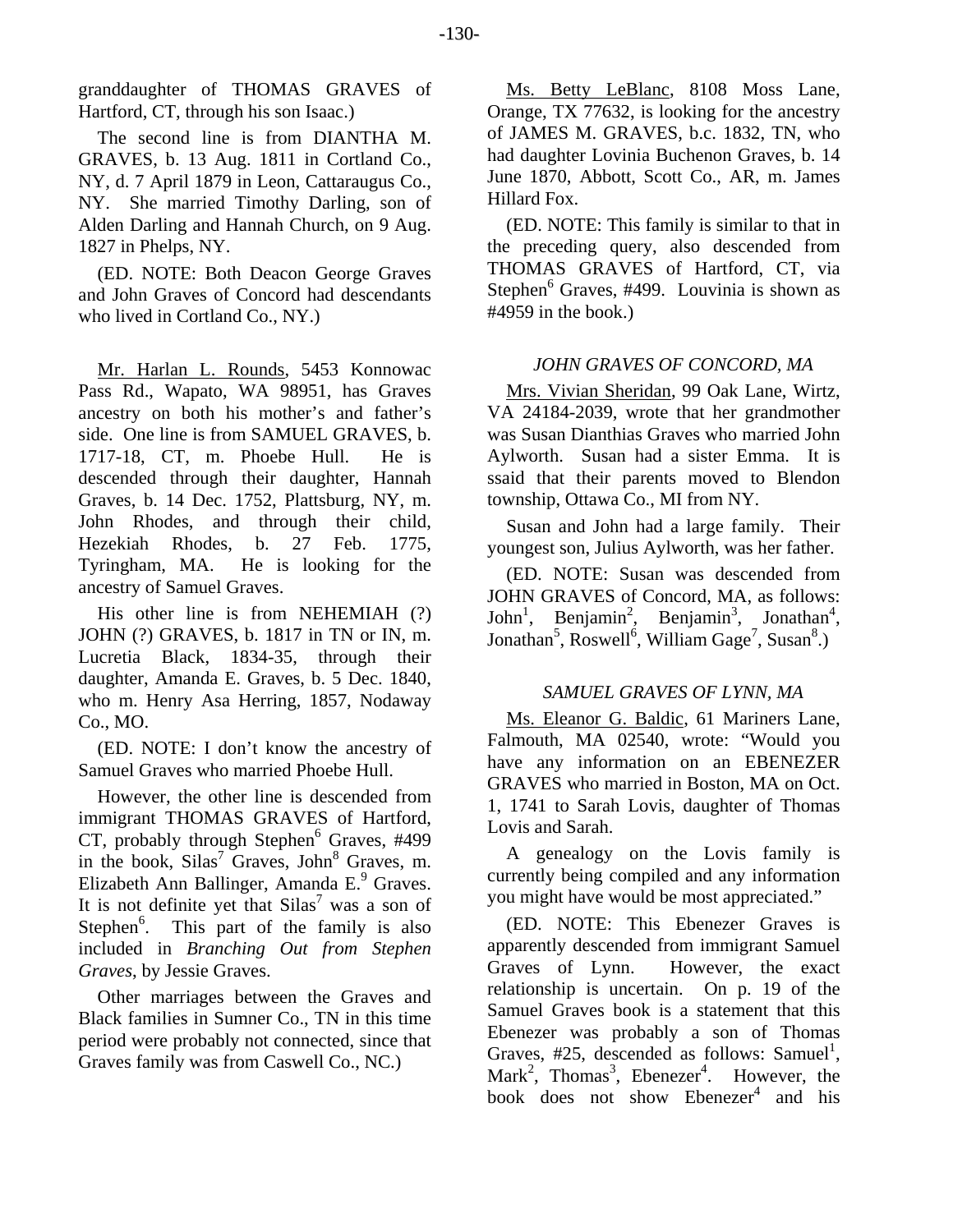granddaughter of THOMAS GRAVES of Hartford, CT, through his son Isaac.)

The second line is from DIANTHA M. GRAVES, b. 13 Aug. 1811 in Cortland Co., NY, d. 7 April 1879 in Leon, Cattaraugus Co., NY. She married Timothy Darling, son of Alden Darling and Hannah Church, on 9 Aug. 1827 in Phelps, NY.

(ED. NOTE: Both Deacon George Graves and John Graves of Concord had descendants who lived in Cortland Co., NY.)

Mr. Harlan L. Rounds, 5453 Konnowac Pass Rd., Wapato, WA 98951, has Graves ancestry on both his mother's and father's side. One line is from SAMUEL GRAVES, b. 1717-18, CT, m. Phoebe Hull. He is descended through their daughter, Hannah Graves, b. 14 Dec. 1752, Plattsburg, NY, m. John Rhodes, and through their child, Hezekiah Rhodes, b. 27 Feb. 1775, Tyringham, MA. He is looking for the ancestry of Samuel Graves.

His other line is from NEHEMIAH (?) JOHN (?) GRAVES, b. 1817 in TN or IN, m. Lucretia Black, 1834-35, through their daughter, Amanda E. Graves, b. 5 Dec. 1840, who m. Henry Asa Herring, 1857, Nodaway Co., MO.

(ED. NOTE: I don't know the ancestry of Samuel Graves who married Phoebe Hull.

However, the other line is descended from immigrant THOMAS GRAVES of Hartford, CT, probably through Stephen$^6$ Graves, #499 in the book, Silas$^7$ Graves, John$^8$ Graves, m. Elizabeth Ann Ballinger, Amanda E.$^9$ Graves. It is not definite yet that Silas$^7$ was a son of Stephen$^6$. This part of the family is also included in *Branching Out from Stephen Graves*, by Jessie Graves.

Other marriages between the Graves and Black families in Sumner Co., TN in this time period were probably not connected, since that Graves family was from Caswell Co., NC.)

Ms. Betty LeBlanc, 8108 Moss Lane, Orange, TX 77632, is looking for the ancestry of JAMES M. GRAVES, b.c. 1832, TN, who had daughter Lovinia Buchenon Graves, b. 14 June 1870, Abbott, Scott Co., AR, m. James Hillard Fox.

(ED. NOTE: This family is similar to that in the preceding query, also descended from THOMAS GRAVES of Hartford, CT, via Stephen$^6$ Graves, #499. Louvinia is shown as #4959 in the book.)

### *JOHN GRAVES OF CONCORD, MA*

Mrs. Vivian Sheridan, 99 Oak Lane, Wirtz, VA 24184-2039, wrote that her grandmother was Susan Dianthias Graves who married John Aylworth. Susan had a sister Emma. It is ssaid that their parents moved to Blendon township, Ottawa Co., MI from NY.

Susan and John had a large family. Their youngest son, Julius Aylworth, was her father.

(ED. NOTE: Susan was descended from JOHN GRAVES of Concord, MA, as follows: John$^1$, Benjamin$^2$, Benjamin$^3$, Jonathan$^4$, Jonathan$^5$, Roswell$^6$, William Gage$^7$, Susan$^8$.)

### *SAMUEL GRAVES OF LYNN, MA*

Ms. Eleanor G. Baldic, 61 Mariners Lane, Falmouth, MA 02540, wrote: "Would you have any information on an EBENEZER GRAVES who married in Boston, MA on Oct. 1, 1741 to Sarah Lovis, daughter of Thomas Lovis and Sarah.

A genealogy on the Lovis family is currently being compiled and any information you might have would be most appreciated."

(ED. NOTE: This Ebenezer Graves is apparently descended from immigrant Samuel Graves of Lynn. However, the exact relationship is uncertain. On p. 19 of the Samuel Graves book is a statement that this Ebenezer was probably a son of Thomas Graves, #25, descended as follows: Samuel$^1$, Mark$^2$, Thomas$^3$, Ebenezer$^4$. However, the book does not show Ebenezer$^4$ and his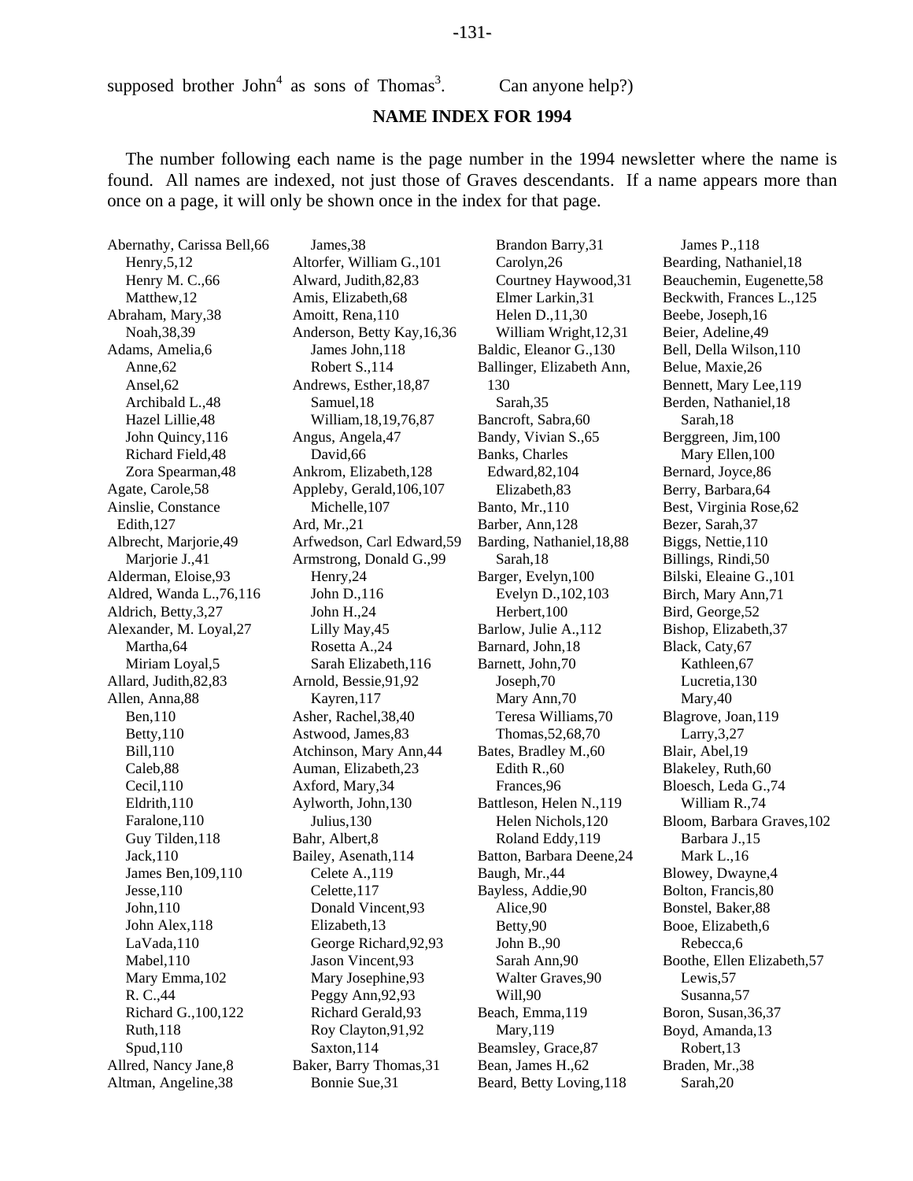supposed brother John[4] as sons of Thomas[3]. Can anyone help?)

## NAME INDEX FOR 1994

The number following each name is the page number in the 1994 newsletter where the name is found. All names are indexed, not just those of Graves descendants. If a name appears more than once on a page, it will only be shown once in the index for that page.

Abernathy, Carissa Bell,66
 Henry,5,12
 Henry M. C.,66
 Matthew,12
Abraham, Mary,38
 Noah,38,39
Adams, Amelia,6
 Anne,62
 Ansel,62
 Archibald L.,48
 Hazel Lillie,48
 John Quincy,116
 Richard Field,48
 Zora Spearman,48
Agate, Carole,58
Ainslie, Constance Edith,127
Albrecht, Marjorie,49
 Marjorie J.,41
Alderman, Eloise,93
Aldred, Wanda L.,76,116
Aldrich, Betty,3,27
Alexander, M. Loyal,27
 Martha,64
 Miriam Loyal,5
Allard, Judith,82,83
Allen, Anna,88
 Ben,110
 Betty,110
 Bill,110
 Caleb,88
 Cecil,110
 Eldrith,110
 Faralone,110
 Guy Tilden,118
 Jack,110
 James Ben,109,110
 Jesse,110
 John,110
 John Alex,118
 LaVada,110
 Mabel,110
 Mary Emma,102
 R. C.,44
 Richard G.,100,122
 Ruth,118
 Spud,110
Allred, Nancy Jane,8
Altman, Angeline,38
 James,38
Altorfer, William G.,101
Alward, Judith,82,83
Amis, Elizabeth,68
Amoitt, Rena,110
Anderson, Betty Kay,16,36
 James John,118
 Robert S.,114
Andrews, Esther,18,87
 Samuel,18
 William,18,19,76,87
Angus, Angela,47
 David,66
Ankrom, Elizabeth,128
Appleby, Gerald,106,107
 Michelle,107
Ard, Mr.,21
Arfwedson, Carl Edward,59
Armstrong, Donald G.,99
 Henry,24
 John D.,116
 John H.,24
 Lilly May,45
 Rosetta A.,24
 Sarah Elizabeth,116
Arnold, Bessie,91,92
 Kayren,117
Asher, Rachel,38,40
Astwood, James,83
Atchinson, Mary Ann,44
Auman, Elizabeth,23
Axford, Mary,34
Aylworth, John,130
 Julius,130
Bahr, Albert,8
Bailey, Asenath,114
 Celete A.,119
 Celette,117
 Donald Vincent,93
 Elizabeth,13
 George Richard,92,93
 Jason Vincent,93
 Mary Josephine,93
 Peggy Ann,92,93
 Richard Gerald,93
 Roy Clayton,91,92
 Saxton,114
Baker, Barry Thomas,31
 Bonnie Sue,31
 Brandon Barry,31
 Carolyn,26
 Courtney Haywood,31
 Elmer Larkin,31
 Helen D.,11,30
 William Wright,12,31
Baldic, Eleanor G.,130
Ballinger, Elizabeth Ann, 130
 Sarah,35
Bancroft, Sabra,60
Bandy, Vivian S.,65
Banks, Charles Edward,82,104
 Elizabeth,83
Banto, Mr.,110
Barber, Ann,128
Barding, Nathaniel,18,88
 Sarah,18
Barger, Evelyn,100
 Evelyn D.,102,103
 Herbert,100
Barlow, Julie A.,112
Barnard, John,18
Barnett, John,70
 Joseph,70
 Mary Ann,70
 Teresa Williams,70
 Thomas,52,68,70
Bates, Bradley M.,60
 Edith R.,60
 Frances,96
Battleson, Helen N.,119
 Helen Nichols,120
 Roland Eddy,119
Batton, Barbara Deene,24
Baugh, Mr.,44
Bayless, Addie,90
 Alice,90
 Betty,90
 John B.,90
 Sarah Ann,90
 Walter Graves,90
 Will,90
Beach, Emma,119
 Mary,119
Beamsley, Grace,87
Bean, James H.,62
Beard, Betty Loving,118
 James P.,118
Bearding, Nathaniel,18
Beauchemin, Eugenette,58
Beckwith, Frances L.,125
Beebe, Joseph,16
Beier, Adeline,49
Bell, Della Wilson,110
Belue, Maxie,26
Bennett, Mary Lee,119
Berden, Nathaniel,18
 Sarah,18
Berggreen, Jim,100
 Mary Ellen,100
Bernard, Joyce,86
Berry, Barbara,64
Best, Virginia Rose,62
Bezer, Sarah,37
Biggs, Nettie,110
Billings, Rindi,50
Bilski, Eleaine G.,101
Birch, Mary Ann,71
Bird, George,52
Bishop, Elizabeth,37
Black, Caty,67
 Kathleen,67
 Lucretia,130
 Mary,40
Blagrove, Joan,119
 Larry,3,27
Blair, Abel,19
Blakeley, Ruth,60
Bloesch, Leda G.,74
 William R.,74
Bloom, Barbara Graves,102
 Barbara J.,15
 Mark L.,16
Blowey, Dwayne,4
Bolton, Francis,80
Bonstel, Baker,88
Booe, Elizabeth,6
 Rebecca,6
Boothe, Ellen Elizabeth,57
 Lewis,57
 Susanna,57
Boron, Susan,36,37
Boyd, Amanda,13
 Robert,13
Braden, Mr.,38
 Sarah,20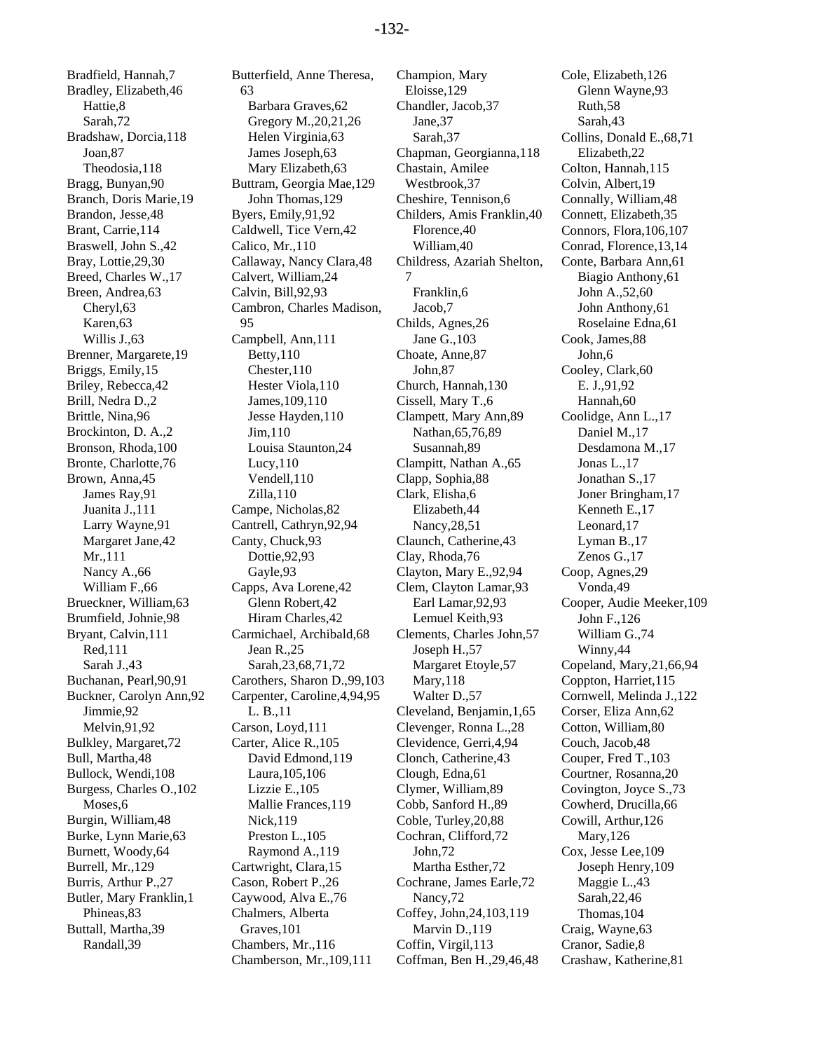Bradfield, Hannah,7
Bradley, Elizabeth,46
    Hattie,8
    Sarah,72
Bradshaw, Dorcia,118
    Joan,87
    Theodosia,118
Bragg, Bunyan,90
Branch, Doris Marie,19
Brandon, Jesse,48
Brant, Carrie,114
Braswell, John S.,42
Bray, Lottie,29,30
Breed, Charles W.,17
Breen, Andrea,63
    Cheryl,63
    Karen,63
    Willis J.,63
Brenner, Margarete,19
Briggs, Emily,15
Briley, Rebecca,42
Brill, Nedra D.,2
Brittle, Nina,96
Brockinton, D. A.,2
Bronson, Rhoda,100
Bronte, Charlotte,76
Brown, Anna,45
    James Ray,91
    Juanita J.,111
    Larry Wayne,91
    Margaret Jane,42
    Mr.,111
    Nancy A.,66
    William F.,66
Brueckner, William,63
Brumfield, Johnie,98
Bryant, Calvin,111
    Red,111
    Sarah J.,43
Buchanan, Pearl,90,91
Buckner, Carolyn Ann,92
    Jimmie,92
    Melvin,91,92
Bulkley, Margaret,72
Bull, Martha,48
Bullock, Wendi,108
Burgess, Charles O.,102
    Moses,6
Burgin, William,48
Burke, Lynn Marie,63
Burnett, Woody,64
Burrell, Mr.,129
Burris, Arthur P.,27
Butler, Mary Franklin,1
    Phineas,83
Buttall, Martha,39
    Randall,39

Butterfield, Anne Theresa, 63
    Barbara Graves,62
    Gregory M.,20,21,26
    Helen Virginia,63
    James Joseph,63
    Mary Elizabeth,63
Buttram, Georgia Mae,129
    John Thomas,129
Byers, Emily,91,92
Caldwell, Tice Vern,42
Calico, Mr.,110
Callaway, Nancy Clara,48
Calvert, William,24
Calvin, Bill,92,93
Cambron, Charles Madison, 95
Campbell, Ann,111
    Betty,110
    Chester,110
    Hester Viola,110
    James,109,110
    Jesse Hayden,110
    Jim,110
    Louisa Staunton,24
    Lucy,110
    Vendell,110
    Zilla,110
Campe, Nicholas,82
Cantrell, Cathryn,92,94
Canty, Chuck,93
    Dottie,92,93
    Gayle,93
Capps, Ava Lorene,42
    Glenn Robert,42
    Hiram Charles,42
Carmichael, Archibald,68
    Jean R.,25
    Sarah,23,68,71,72
Carothers, Sharon D.,99,103
Carpenter, Caroline,4,94,95
    L. B.,11
Carson, Loyd,111
Carter, Alice R.,105
    David Edmond,119
    Laura,105,106
    Lizzie E.,105
    Mallie Frances,119
    Nick,119
    Preston L.,105
    Raymond A.,119
Cartwright, Clara,15
Cason, Robert P.,26
Caywood, Alva E.,76
Chalmers, Alberta Graves,101
Chambers, Mr.,116
Chamberson, Mr.,109,111

Champion, Mary Eloisse,129
Chandler, Jacob,37
    Jane,37
    Sarah,37
Chapman, Georgianna,118
Chastain, Amilee Westbrook,37
Cheshire, Tennison,6
Childers, Amis Franklin,40
    Florence,40
    William,40
Childress, Azariah Shelton, 7
    Franklin,6
    Jacob,7
Childs, Agnes,26
    Jane G.,103
Choate, Anne,87
    John,87
Church, Hannah,130
Cissell, Mary T.,6
Clampett, Mary Ann,89
    Nathan,65,76,89
    Susannah,89
Clampitt, Nathan A.,65
Clapp, Sophia,88
Clark, Elisha,6
    Elizabeth,44
    Nancy,28,51
Claunch, Catherine,43
Clay, Rhoda,76
Clayton, Mary E.,92,94
Clem, Clayton Lamar,93
    Earl Lamar,92,93
    Lemuel Keith,93
Clements, Charles John,57
    Joseph H.,57
    Margaret Etoyle,57
    Mary,118
    Walter D.,57
Cleveland, Benjamin,1,65
Clevenger, Ronna L.,28
Clevidence, Gerri,4,94
Clonch, Catherine,43
Clough, Edna,61
Clymer, William,89
Cobb, Sanford H.,89
Coble, Turley,20,88
Cochran, Clifford,72
    John,72
    Martha Esther,72
Cochrane, James Earle,72
    Nancy,72
Coffey, John,24,103,119
    Marvin D.,119
Coffin, Virgil,113
Coffman, Ben H.,29,46,48

Cole, Elizabeth,126
    Glenn Wayne,93
    Ruth,58
    Sarah,43
Collins, Donald E.,68,71
    Elizabeth,22
Colton, Hannah,115
Colvin, Albert,19
Connally, William,48
Connett, Elizabeth,35
Connors, Flora,106,107
Conrad, Florence,13,14
Conte, Barbara Ann,61
    Biagio Anthony,61
    John A.,52,60
    John Anthony,61
    Roselaine Edna,61
Cook, James,88
    John,6
Cooley, Clark,60
    E. J.,91,92
    Hannah,60
Coolidge, Ann L.,17
    Daniel M.,17
    Desdamona M.,17
    Jonas L.,17
    Jonathan S.,17
    Joner Bringham,17
    Kenneth E.,17
    Leonard,17
    Lyman B.,17
    Zenos G.,17
Coop, Agnes,29
    Vonda,49
Cooper, Audie Meeker,109
    John F.,126
    William G.,74
    Winny,44
Copeland, Mary,21,66,94
Coppton, Harriet,115
Cornwell, Melinda J.,122
Corser, Eliza Ann,62
Cotton, William,80
Couch, Jacob,48
Couper, Fred T.,103
Courtner, Rosanna,20
Covington, Joyce S.,73
Cowherd, Drucilla,66
Cowill, Arthur,126
    Mary,126
Cox, Jesse Lee,109
    Joseph Henry,109
    Maggie L.,43
    Sarah,22,46
    Thomas,104
Craig, Wayne,63
Cranor, Sadie,8
Crashaw, Katherine,81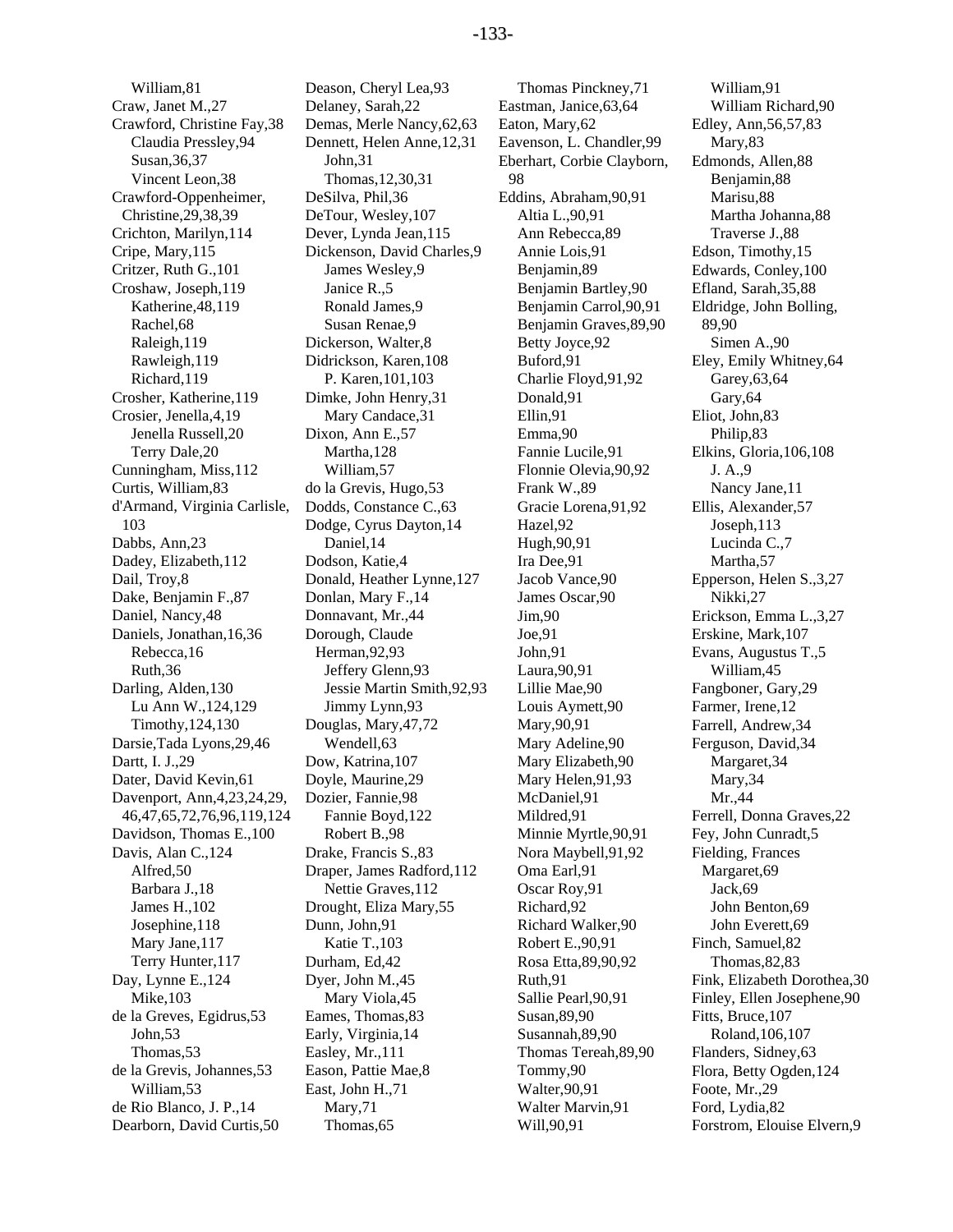William,81
Craw, Janet M.,27
Crawford, Christine Fay,38
Claudia Pressley,94
Susan,36,37
Vincent Leon,38
Crawford-Oppenheimer, Christine,29,38,39
Crichton, Marilyn,114
Cripe, Mary,115
Critzer, Ruth G.,101
Croshaw, Joseph,119
Katherine,48,119
Rachel,68
Raleigh,119
Rawleigh,119
Richard,119
Crosher, Katherine,119
Crosier, Jenella,4,19
Jenella Russell,20
Terry Dale,20
Cunningham, Miss,112
Curtis, William,83
d'Armand, Virginia Carlisle, 103
Dabbs, Ann,23
Dadey, Elizabeth,112
Dail, Troy,8
Dake, Benjamin F.,87
Daniel, Nancy,48
Daniels, Jonathan,16,36
Rebecca,16
Ruth,36
Darling, Alden,130
Lu Ann W.,124,129
Timothy,124,130
Darsie,Tada Lyons,29,46
Dartt, I. J.,29
Dater, David Kevin,61
Davenport, Ann,4,23,24,29, 46,47,65,72,76,96,119,124
Davidson, Thomas E.,100
Davis, Alan C.,124
Alfred,50
Barbara J.,18
James H.,102
Josephine,118
Mary Jane,117
Terry Hunter,117
Day, Lynne E.,124
Mike,103
de la Greves, Egidrus,53
John,53
Thomas,53
de la Grevis, Johannes,53
William,53
de Rio Blanco, J. P.,14
Dearborn, David Curtis,50
Deason, Cheryl Lea,93
Delaney, Sarah,22
Demas, Merle Nancy,62,63
Dennett, Helen Anne,12,31
John,31
Thomas,12,30,31
DeSilva, Phil,36
DeTour, Wesley,107
Dever, Lynda Jean,115
Dickenson, David Charles,9
James Wesley,9
Janice R.,5
Ronald James,9
Susan Renae,9
Dickerson, Walter,8
Didrickson, Karen,108
P. Karen,101,103
Dimke, John Henry,31
Mary Candace,31
Dixon, Ann E.,57
Martha,128
William,57
do la Grevis, Hugo,53
Dodds, Constance C.,63
Dodge, Cyrus Dayton,14
Daniel,14
Dodson, Katie,4
Donald, Heather Lynne,127
Donlan, Mary F.,14
Donnavant, Mr.,44
Dorough, Claude Herman,92,93
Jeffery Glenn,93
Jessie Martin Smith,92,93
Jimmy Lynn,93
Douglas, Mary,47,72
Wendell,63
Dow, Katrina,107
Doyle, Maurine,29
Dozier, Fannie,98
Fannie Boyd,122
Robert B.,98
Drake, Francis S.,83
Draper, James Radford,112
Nettie Graves,112
Drought, Eliza Mary,55
Dunn, John,91
Katie T.,103
Durham, Ed,42
Dyer, John M.,45
Mary Viola,45
Eames, Thomas,83
Early, Virginia,14
Easley, Mr.,111
Eason, Pattie Mae,8
East, John H.,71
Mary,71
Thomas,65
Thomas Pinckney,71
Eastman, Janice,63,64
Eaton, Mary,62
Eavenson, L. Chandler,99
Eberhart, Corbie Clayborn, 98
Eddins, Abraham,90,91
Altia L.,90,91
Ann Rebecca,89
Annie Lois,91
Benjamin,89
Benjamin Bartley,90
Benjamin Carrol,90,91
Benjamin Graves,89,90
Betty Joyce,92
Buford,91
Charlie Floyd,91,92
Donald,91
Ellin,91
Emma,90
Fannie Lucile,91
Flonnie Olevia,90,92
Frank W.,89
Gracie Lorena,91,92
Hazel,92
Hugh,90,91
Ira Dee,91
Jacob Vance,90
James Oscar,90
Jim,90
Joe,91
John,91
Laura,90,91
Lillie Mae,90
Louis Aymett,90
Mary,90,91
Mary Adeline,90
Mary Elizabeth,90
Mary Helen,91,93
McDaniel,91
Mildred,91
Minnie Myrtle,90,91
Nora Maybell,91,92
Oma Earl,91
Oscar Roy,91
Richard,92
Richard Walker,90
Robert E.,90,91
Rosa Etta,89,90,92
Ruth,91
Sallie Pearl,90,91
Susan,89,90
Susannah,89,90
Thomas Tereah,89,90
Tommy,90
Walter,90,91
Walter Marvin,91
Will,90,91
William,91
William Richard,90
Edley, Ann,56,57,83
Mary,83
Edmonds, Allen,88
Benjamin,88
Marisu,88
Martha Johanna,88
Traverse J.,88
Edson, Timothy,15
Edwards, Conley,100
Efland, Sarah,35,88
Eldridge, John Bolling, 89,90
Simen A.,90
Eley, Emily Whitney,64
Garey,63,64
Gary,64
Eliot, John,83
Philip,83
Elkins, Gloria,106,108
J. A.,9
Nancy Jane,11
Ellis, Alexander,57
Joseph,113
Lucinda C.,7
Martha,57
Epperson, Helen S.,3,27
Nikki,27
Erickson, Emma L.,3,27
Erskine, Mark,107
Evans, Augustus T.,5
William,45
Fangboner, Gary,29
Farmer, Irene,12
Farrell, Andrew,34
Ferguson, David,34
Margaret,34
Mary,34
Mr.,44
Ferrell, Donna Graves,22
Fey, John Cunradt,5
Fielding, Frances Margaret,69
Jack,69
John Benton,69
John Everett,69
Finch, Samuel,82
Thomas,82,83
Fink, Elizabeth Dorothea,30
Finley, Ellen Josephene,90
Fitts, Bruce,107
Roland,106,107
Flanders, Sidney,63
Flora, Betty Ogden,124
Foote, Mr.,29
Ford, Lydia,82
Forstrom, Elouise Elvern,9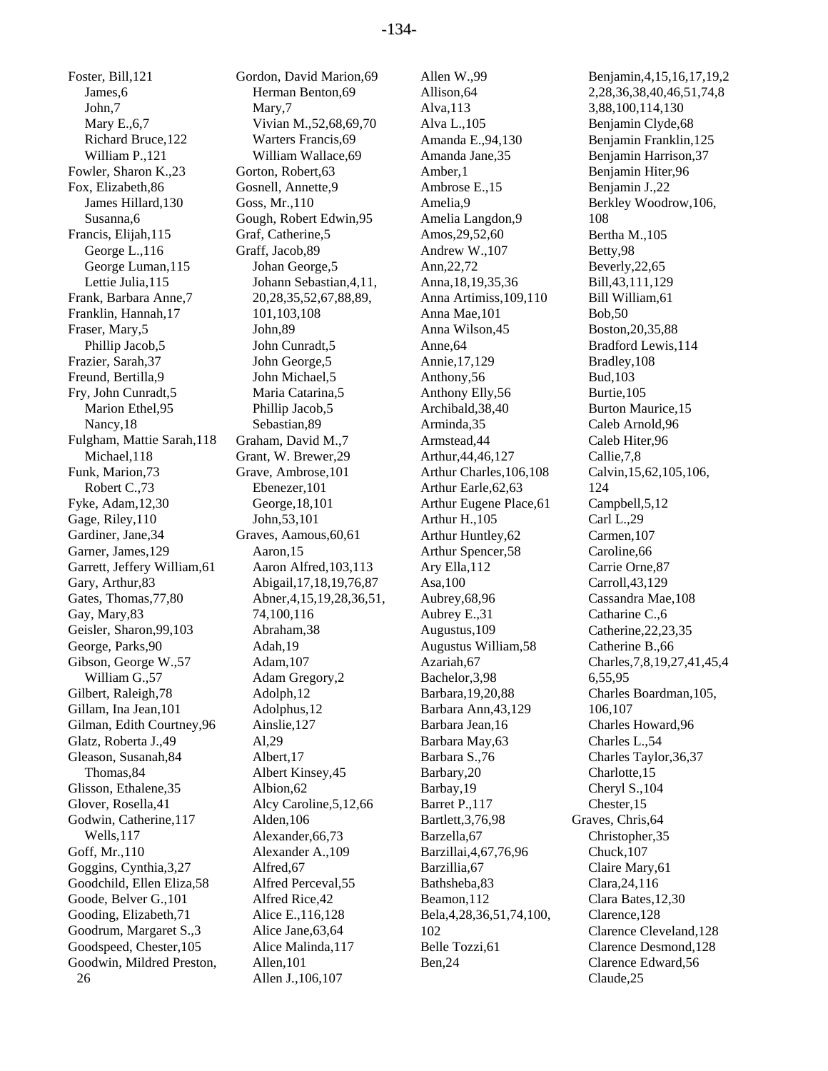Foster, Bill,121
James,6
John,7
Mary E.,6,7
Richard Bruce,122
William P.,121
Fowler, Sharon K.,23
Fox, Elizabeth,86
James Hillard,130
Susanna,6
Francis, Elijah,115
George L.,116
George Luman,115
Lettie Julia,115
Frank, Barbara Anne,7
Franklin, Hannah,17
Fraser, Mary,5
Phillip Jacob,5
Frazier, Sarah,37
Freund, Bertilla,9
Fry, John Cunradt,5
Marion Ethel,95
Nancy,18
Fulgham, Mattie Sarah,118
Michael,118
Funk, Marion,73
Robert C.,73
Fyke, Adam,12,30
Gage, Riley,110
Gardiner, Jane,34
Garner, James,129
Garrett, Jeffery William,61
Gary, Arthur,83
Gates, Thomas,77,80
Gay, Mary,83
Geisler, Sharon,99,103
George, Parks,90
Gibson, George W.,57
William G.,57
Gilbert, Raleigh,78
Gillam, Ina Jean,101
Gilman, Edith Courtney,96
Glatz, Roberta J.,49
Gleason, Susanah,84
Thomas,84
Glisson, Ethalene,35
Glover, Rosella,41
Godwin, Catherine,117
Wells,117
Goff, Mr.,110
Goggins, Cynthia,3,27
Goodchild, Ellen Eliza,58
Goode, Belver G.,101
Gooding, Elizabeth,71
Goodrum, Margaret S.,3
Goodspeed, Chester,105
Goodwin, Mildred Preston, 26
Gordon, David Marion,69
Herman Benton,69
Mary,7
Vivian M.,52,68,69,70
Warters Francis,69
William Wallace,69
Gorton, Robert,63
Gosnell, Annette,9
Goss, Mr.,110
Gough, Robert Edwin,95
Graf, Catherine,5
Graff, Jacob,89
Johan George,5
Johann Sebastian,4,11, 20,28,35,52,67,88,89, 101,103,108
John,89
John Cunradt,5
John George,5
John Michael,5
Maria Catarina,5
Phillip Jacob,5
Sebastian,89
Graham, David M.,7
Grant, W. Brewer,29
Grave, Ambrose,101
Ebenezer,101
George,18,101
John,53,101
Graves, Aamous,60,61
Aaron,15
Aaron Alfred,103,113
Abigail,17,18,19,76,87
Abner,4,15,19,28,36,51, 74,100,116
Abraham,38
Adah,19
Adam,107
Adam Gregory,2
Adolph,12
Adolphus,12
Ainslie,127
Al,29
Albert,17
Albert Kinsey,45
Albion,62
Alcy Caroline,5,12,66
Alden,106
Alexander,66,73
Alexander A.,109
Alfred,67
Alfred Perceval,55
Alfred Rice,42
Alice E.,116,128
Alice Jane,63,64
Alice Malinda,117
Allen,101
Allen J.,106,107
Allen W.,99
Allison,64
Alva,113
Alva L.,105
Amanda E.,94,130
Amanda Jane,35
Amber,1
Ambrose E.,15
Amelia,9
Amelia Langdon,9
Amos,29,52,60
Andrew W.,107
Ann,22,72
Anna,18,19,35,36
Anna Artimiss,109,110
Anna Mae,101
Anna Wilson,45
Anne,64
Annie,17,129
Anthony,56
Anthony Elly,56
Archibald,38,40
Arminda,35
Armstead,44
Arthur,44,46,127
Arthur Charles,106,108
Arthur Earle,62,63
Arthur Eugene Place,61
Arthur H.,105
Arthur Huntley,62
Arthur Spencer,58
Ary Ella,112
Asa,100
Aubrey,68,96
Aubrey E.,31
Augustus,109
Augustus William,58
Azariah,67
Bachelor,3,98
Barbara,19,20,88
Barbara Ann,43,129
Barbara Jean,16
Barbara May,63
Barbara S.,76
Barbary,20
Barbay,19
Barret P.,117
Bartlett,3,76,98
Barzella,67
Barzillai,4,67,76,96
Barzillia,67
Bathsheba,83
Beamon,112
Bela,4,28,36,51,74,100, 102
Belle Tozzi,61
Ben,24
Benjamin,4,15,16,17,19,2 2,28,36,38,40,46,51,74,8 3,88,100,114,130
Benjamin Clyde,68
Benjamin Franklin,125
Benjamin Harrison,37
Benjamin Hiter,96
Benjamin J.,22
Berkley Woodrow,106, 108
Bertha M.,105
Betty,98
Beverly,22,65
Bill,43,111,129
Bill William,61
Bob,50
Boston,20,35,88
Bradford Lewis,114
Bradley,108
Bud,103
Burtie,105
Burton Maurice,15
Caleb Arnold,96
Caleb Hiter,96
Callie,7,8
Calvin,15,62,105,106, 124
Campbell,5,12
Carl L.,29
Carmen,107
Caroline,66
Carrie Orne,87
Carroll,43,129
Cassandra Mae,108
Catharine C.,6
Catherine,22,23,35
Catherine B.,66
Charles,7,8,19,27,41,45,4 6,55,95
Charles Boardman,105, 106,107
Charles Howard,96
Charles L.,54
Charles Taylor,36,37
Charlotte,15
Cheryl S.,104
Chester,15
Graves, Chris,64
Christopher,35
Chuck,107
Claire Mary,61
Clara,24,116
Clara Bates,12,30
Clarence,128
Clarence Cleveland,128
Clarence Desmond,128
Clarence Edward,56
Claude,25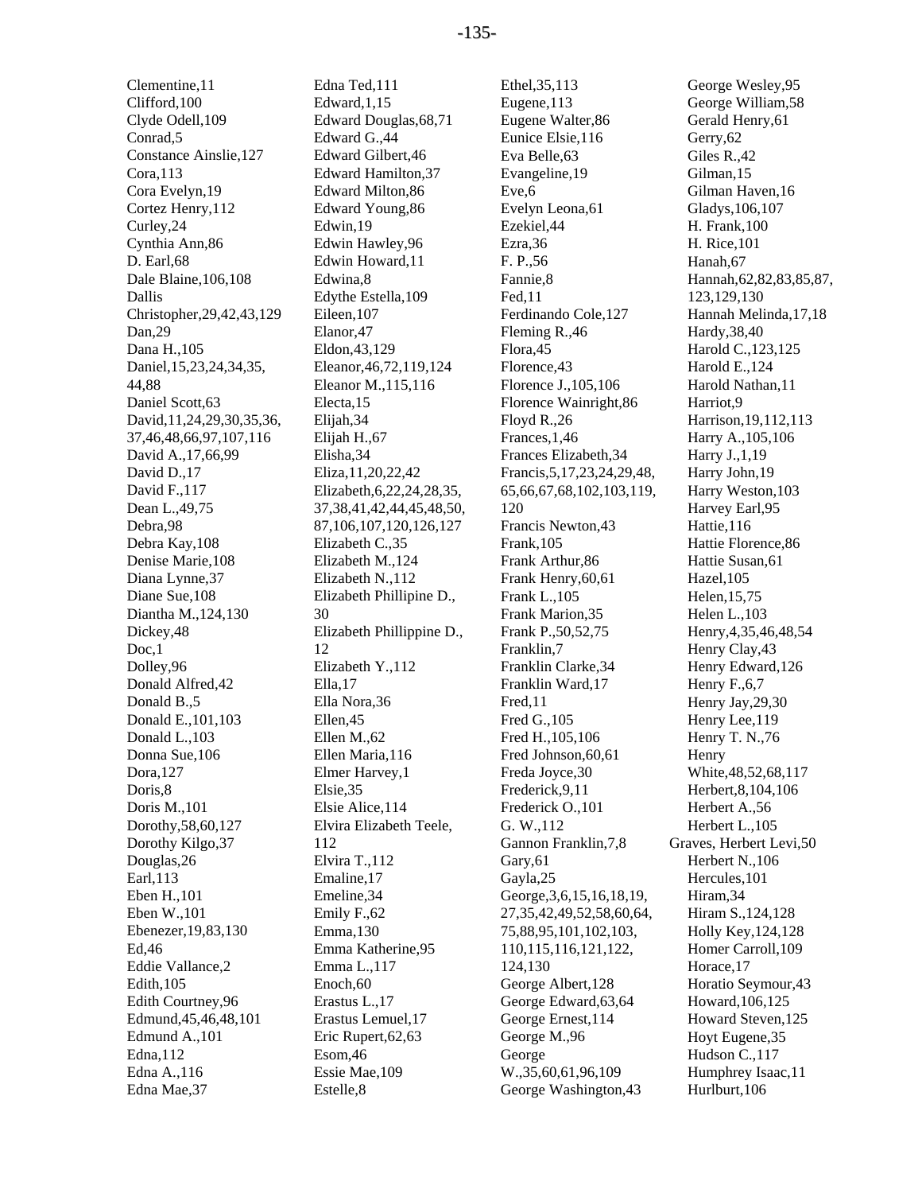Clementine,11
Clifford,100
Clyde Odell,109
Conrad,5
Constance Ainslie,127
Cora,113
Cora Evelyn,19
Cortez Henry,112
Curley,24
Cynthia Ann,86
D. Earl,68
Dale Blaine,106,108
Dallis Christopher,29,42,43,129
Dan,29
Dana H.,105
Daniel,15,23,24,34,35,44,88
Daniel Scott,63
David,11,24,29,30,35,36,37,46,48,66,97,107,116
David A.,17,66,99
David D.,17
David F.,117
Dean L.,49,75
Debra,98
Debra Kay,108
Denise Marie,108
Diana Lynne,37
Diane Sue,108
Diantha M.,124,130
Dickey,48
Doc,1
Dolley,96
Donald Alfred,42
Donald B.,5
Donald E.,101,103
Donald L.,103
Donna Sue,106
Dora,127
Doris,8
Doris M.,101
Dorothy,58,60,127
Dorothy Kilgo,37
Douglas,26
Earl,113
Eben H.,101
Eben W.,101
Ebenezer,19,83,130
Ed,46
Eddie Vallance,2
Edith,105
Edith Courtney,96
Edmund,45,46,48,101
Edmund A.,101
Edna,112
Edna A.,116
Edna Mae,37

Edna Ted,111
Edward,1,15
Edward Douglas,68,71
Edward G.,44
Edward Gilbert,46
Edward Hamilton,37
Edward Milton,86
Edward Young,86
Edwin,19
Edwin Hawley,96
Edwin Howard,11
Edwina,8
Edythe Estella,109
Eileen,107
Elanor,47
Eldon,43,129
Eleanor,46,72,119,124
Eleanor M.,115,116
Electa,15
Elijah,34
Elijah H.,67
Elisha,34
Eliza,11,20,22,42
Elizabeth,6,22,24,28,35,37,38,41,42,44,45,48,50,87,106,107,120,126,127
Elizabeth C.,35
Elizabeth M.,124
Elizabeth N.,112
Elizabeth Phillipine D.,30
Elizabeth Phillippine D.,12
Elizabeth Y.,112
Ella,17
Ella Nora,36
Ellen,45
Ellen M.,62
Ellen Maria,116
Elmer Harvey,1
Elsie,35
Elsie Alice,114
Elvira Elizabeth Teele,112
Elvira T.,112
Emaline,17
Emeline,34
Emily F.,62
Emma,130
Emma Katherine,95
Emma L.,117
Enoch,60
Erastus L.,17
Erastus Lemuel,17
Eric Rupert,62,63
Esom,46
Essie Mae,109
Estelle,8

Ethel,35,113
Eugene,113
Eugene Walter,86
Eunice Elsie,116
Eva Belle,63
Evangeline,19
Eve,6
Evelyn Leona,61
Ezekiel,44
Ezra,36
F. P.,56
Fannie,8
Fed,11
Ferdinando Cole,127
Fleming R.,46
Flora,45
Florence,43
Florence J.,105,106
Florence Wainright,86
Floyd R.,26
Frances,1,46
Frances Elizabeth,34
Francis,5,17,23,24,29,48,65,66,67,68,102,103,119,120
Francis Newton,43
Frank,105
Frank Arthur,86
Frank Henry,60,61
Frank L.,105
Frank Marion,35
Frank P.,50,52,75
Franklin,7
Franklin Clarke,34
Franklin Ward,17
Fred,11
Fred G.,105
Fred H.,105,106
Fred Johnson,60,61
Freda Joyce,30
Frederick,9,11
Frederick O.,101
G. W.,112
Gannon Franklin,7,8
Gary,61
Gayla,25
George,3,6,15,16,18,19,27,35,42,49,52,58,60,64,75,88,95,101,102,103,110,115,116,121,122,124,130
George Albert,128
George Edward,63,64
George Ernest,114
George M.,96
George W.,35,60,61,96,109
George Washington,43

George Wesley,95
George William,58
Gerald Henry,61
Gerry,62
Giles R.,42
Gilman,15
Gilman Haven,16
Gladys,106,107
H. Frank,100
H. Rice,101
Hanah,67
Hannah,62,82,83,85,87,123,129,130
Hannah Melinda,17,18
Hardy,38,40
Harold C.,123,125
Harold E.,124
Harold Nathan,11
Harriot,9
Harrison,19,112,113
Harry A.,105,106
Harry J.,1,19
Harry John,19
Harry Weston,103
Harvey Earl,95
Hattie,116
Hattie Florence,86
Hattie Susan,61
Hazel,105
Helen,15,75
Helen L.,103
Henry,4,35,46,48,54
Henry Clay,43
Henry Edward,126
Henry F.,6,7
Henry Jay,29,30
Henry Lee,119
Henry T. N.,76
Henry White,48,52,68,117
Herbert,8,104,106
Herbert A.,56
Herbert L.,105
Graves, Herbert Levi,50
Herbert N.,106
Hercules,101
Hiram,34
Hiram S.,124,128
Holly Key,124,128
Homer Carroll,109
Horace,17
Horatio Seymour,43
Howard,106,125
Howard Steven,125
Hoyt Eugene,35
Hudson C.,117
Humphrey Isaac,11
Hurlburt,106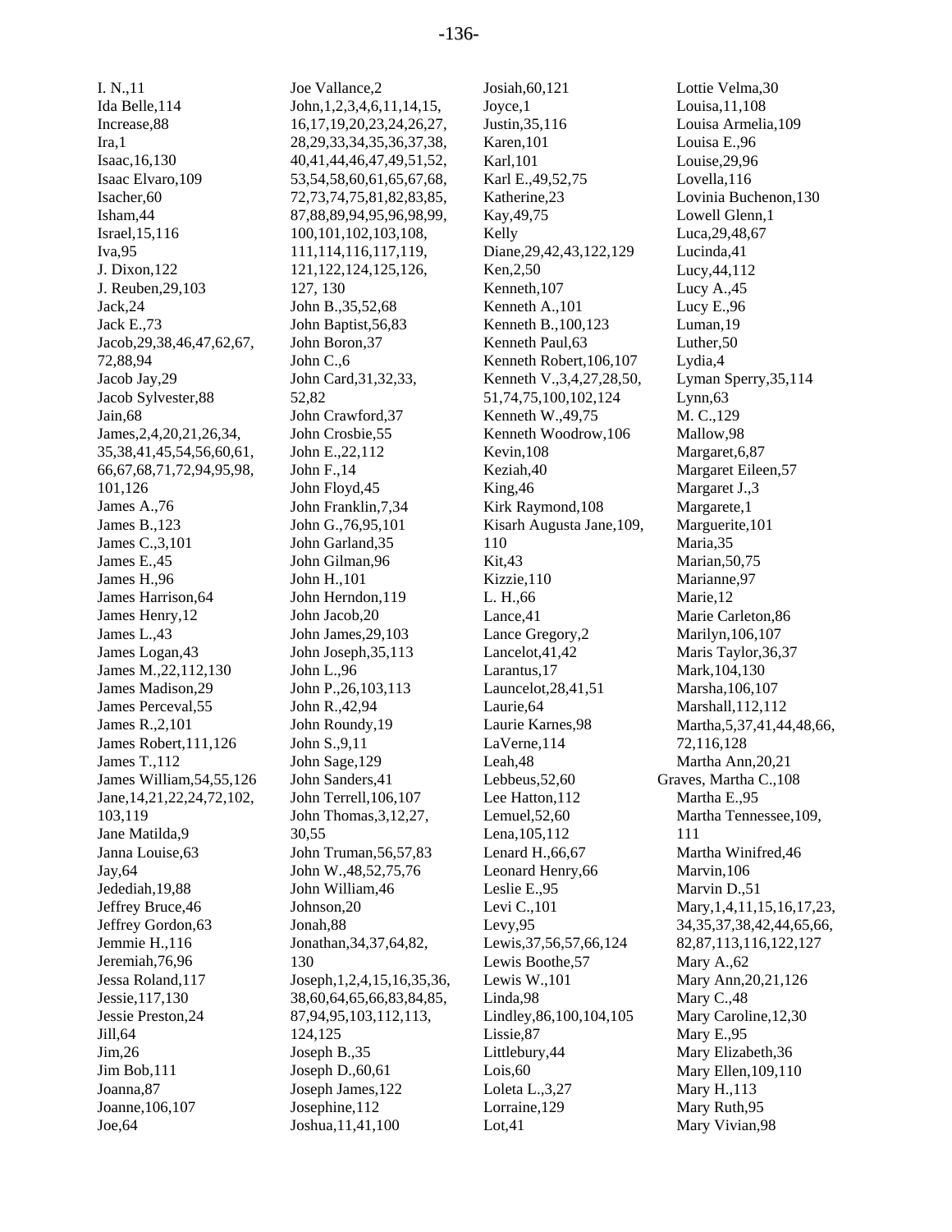I. N.,11
Ida Belle,114
Increase,88
Ira,1
Isaac,16,130
Isaac Elvaro,109
Isacher,60
Isham,44
Israel,15,116
Iva,95
J. Dixon,122
J. Reuben,29,103
Jack,24
Jack E.,73
Jacob,29,38,46,47,62,67,72,88,94
Jacob Jay,29
Jacob Sylvester,88
Jain,68
James,2,4,20,21,26,34,35,38,41,45,54,56,60,61,66,67,68,71,72,94,95,98,101,126
James A.,76
James B.,123
James C.,3,101
James E.,45
James H.,96
James Harrison,64
James Henry,12
James L.,43
James Logan,43
James M.,22,112,130
James Madison,29
James Perceval,55
James R.,2,101
James Robert,111,126
James T.,112
James William,54,55,126
Jane,14,21,22,24,72,102,103,119
Jane Matilda,9
Janna Louise,63
Jay,64
Jedediah,19,88
Jeffrey Bruce,46
Jeffrey Gordon,63
Jemmie H.,116
Jeremiah,76,96
Jessa Roland,117
Jessie,117,130
Jessie Preston,24
Jill,64
Jim,26
Jim Bob,111
Joanna,87
Joanne,106,107
Joe,64
Joe Vallance,2
John,1,2,3,4,6,11,14,15,16,17,19,20,23,24,26,27,28,29,33,34,35,36,37,38,40,41,44,46,47,49,51,52,53,54,58,60,61,65,67,68,72,73,74,75,81,82,83,85,87,88,89,94,95,96,98,99,100,101,102,103,108,111,114,116,117,119,121,122,124,125,126,127, 130
John B.,35,52,68
John Baptist,56,83
John Boron,37
John C.,6
John Card,31,32,33,52,82
John Crawford,37
John Crosbie,55
John E.,22,112
John F.,14
John Floyd,45
John Franklin,7,34
John G.,76,95,101
John Garland,35
John Gilman,96
John H.,101
John Herndon,119
John Jacob,20
John James,29,103
John Joseph,35,113
John L.,96
John P.,26,103,113
John R.,42,94
John Roundy,19
John S.,9,11
John Sage,129
John Sanders,41
John Terrell,106,107
John Thomas,3,12,27,30,55
John Truman,56,57,83
John W.,48,52,75,76
John William,46
Johnson,20
Jonah,88
Jonathan,34,37,64,82,130
Joseph,1,2,4,15,16,35,36,38,60,64,65,66,83,84,85,87,94,95,103,112,113,124,125
Joseph B.,35
Joseph D.,60,61
Joseph James,122
Josephine,112
Joshua,11,41,100
Josiah,60,121
Joyce,1
Justin,35,116
Karen,101
Karl,101
Karl E.,49,52,75
Katherine,23
Kay,49,75
Kelly Diane,29,42,43,122,129
Ken,2,50
Kenneth,107
Kenneth A.,101
Kenneth B.,100,123
Kenneth Paul,63
Kenneth Robert,106,107
Kenneth V.,3,4,27,28,50,51,74,75,100,102,124
Kenneth W.,49,75
Kenneth Woodrow,106
Kevin,108
Keziah,40
King,46
Kirk Raymond,108
Kisarh Augusta Jane,109,110
Kit,43
Kizzie,110
L. H.,66
Lance,41
Lance Gregory,2
Lancelot,41,42
Larantus,17
Launcelot,28,41,51
Laurie,64
Laurie Karnes,98
LaVerne,114
Leah,48
Lebbeus,52,60
Lee Hatton,112
Lemuel,52,60
Lena,105,112
Lenard H.,66,67
Leonard Henry,66
Leslie E.,95
Levi C.,101
Levy,95
Lewis,37,56,57,66,124
Lewis Boothe,57
Lewis W.,101
Linda,98
Lindley,86,100,104,105
Lissie,87
Littlebury,44
Lois,60
Loleta L.,3,27
Lorraine,129
Lot,41
Lottie Velma,30
Louisa,11,108
Louisa Armelia,109
Louisa E.,96
Louise,29,96
Lovella,116
Lovinia Buchenon,130
Lowell Glenn,1
Luca,29,48,67
Lucinda,41
Lucy,44,112
Lucy A.,45
Lucy E.,96
Luman,19
Luther,50
Lydia,4
Lyman Sperry,35,114
Lynn,63
M. C.,129
Mallow,98
Margaret,6,87
Margaret Eileen,57
Margaret J.,3
Margarete,1
Marguerite,101
Maria,35
Marian,50,75
Marianne,97
Marie,12
Marie Carleton,86
Marilyn,106,107
Maris Taylor,36,37
Mark,104,130
Marsha,106,107
Marshall,112,112
Martha,5,37,41,44,48,66,72,116,128
Martha Ann,20,21
Graves, Martha C.,108
Martha E.,95
Martha Tennessee,109,111
Martha Winifred,46
Marvin,106
Marvin D.,51
Mary,1,4,11,15,16,17,23,34,35,37,38,42,44,65,66,82,87,113,116,122,127
Mary A.,62
Mary Ann,20,21,126
Mary C.,48
Mary Caroline,12,30
Mary E.,95
Mary Elizabeth,36
Mary Ellen,109,110
Mary H.,113
Mary Ruth,95
Mary Vivian,98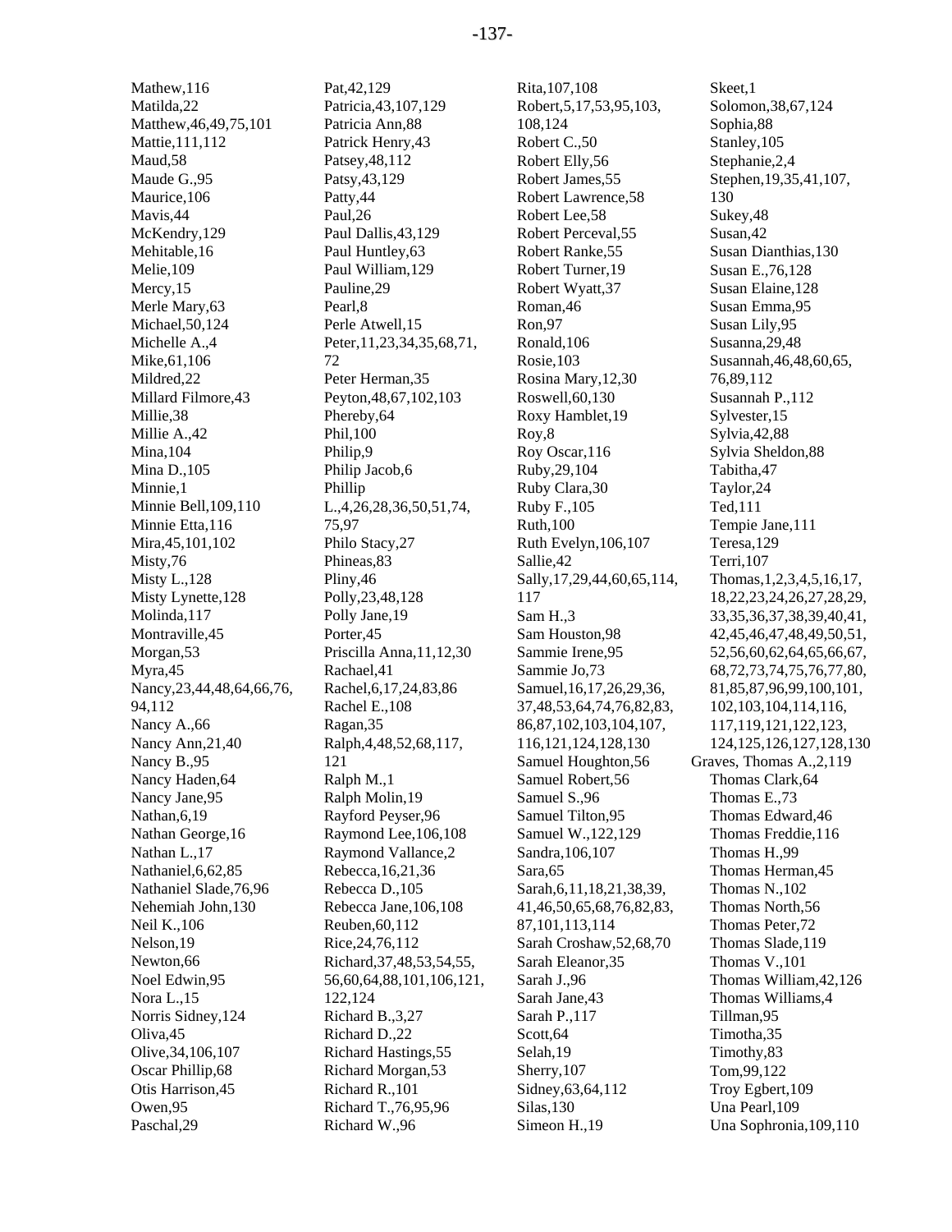Mathew,116
Matilda,22
Matthew,46,49,75,101
Mattie,111,112
Maud,58
Maude G.,95
Maurice,106
Mavis,44
McKendry,129
Mehitable,16
Melie,109
Mercy,15
Merle Mary,63
Michael,50,124
Michelle A.,4
Mike,61,106
Mildred,22
Millard Filmore,43
Millie,38
Millie A.,42
Mina,104
Mina D.,105
Minnie,1
Minnie Bell,109,110
Minnie Etta,116
Mira,45,101,102
Misty,76
Misty L.,128
Misty Lynette,128
Molinda,117
Montraville,45
Morgan,53
Myra,45
Nancy,23,44,48,64,66,76,94,112
Nancy A.,66
Nancy Ann,21,40
Nancy B.,95
Nancy Haden,64
Nancy Jane,95
Nathan,6,19
Nathan George,16
Nathan L.,17
Nathaniel,6,62,85
Nathaniel Slade,76,96
Nehemiah John,130
Neil K.,106
Nelson,19
Newton,66
Noel Edwin,95
Nora L.,15
Norris Sidney,124
Oliva,45
Olive,34,106,107
Oscar Phillip,68
Otis Harrison,45
Owen,95
Paschal,29
Pat,42,129
Patricia,43,107,129
Patricia Ann,88
Patrick Henry,43
Patsey,48,112
Patsy,43,129
Patty,44
Paul,26
Paul Dallis,43,129
Paul Huntley,63
Paul William,129
Pauline,29
Pearl,8
Perle Atwell,15
Peter,11,23,34,35,68,71,72
Peter Herman,35
Peyton,48,67,102,103
Phereby,64
Phil,100
Philip,9
Philip Jacob,6
Phillip L.,4,26,28,36,50,51,74,75,97
Philo Stacy,27
Phineas,83
Pliny,46
Polly,23,48,128
Polly Jane,19
Porter,45
Priscilla Anna,11,12,30
Rachael,41
Rachel,6,17,24,83,86
Rachel E.,108
Ragan,35
Ralph,4,48,52,68,117,121
Ralph M.,1
Ralph Molin,19
Rayford Peyser,96
Raymond Lee,106,108
Raymond Vallance,2
Rebecca,16,21,36
Rebecca D.,105
Rebecca Jane,106,108
Reuben,60,112
Rice,24,76,112
Richard,37,48,53,54,55,56,60,64,88,101,106,121,122,124
Richard B.,3,27
Richard D.,22
Richard Hastings,55
Richard Morgan,53
Richard R.,101
Richard T.,76,95,96
Richard W.,96
Rita,107,108
Robert,5,17,53,95,103,108,124
Robert C.,50
Robert Elly,56
Robert James,55
Robert Lawrence,58
Robert Lee,58
Robert Perceval,55
Robert Ranke,55
Robert Turner,19
Robert Wyatt,37
Roman,46
Ron,97
Ronald,106
Rosie,103
Rosina Mary,12,30
Roswell,60,130
Roxy Hamblet,19
Roy,8
Roy Oscar,116
Ruby,29,104
Ruby Clara,30
Ruby F.,105
Ruth,100
Ruth Evelyn,106,107
Sallie,42
Sally,17,29,44,60,65,114,117
Sam H.,3
Sam Houston,98
Sammie Irene,95
Sammie Jo,73
Samuel,16,17,26,29,36,37,48,53,64,74,76,82,83,86,87,102,103,104,107,116,121,124,128,130
Samuel Houghton,56
Samuel Robert,56
Samuel S.,96
Samuel Tilton,95
Samuel W.,122,129
Sandra,106,107
Sara,65
Sarah,6,11,18,21,38,39,41,46,50,65,68,76,82,83,87,101,113,114
Sarah Croshaw,52,68,70
Sarah Eleanor,35
Sarah J.,96
Sarah Jane,43
Sarah P.,117
Scott,64
Selah,19
Sherry,107
Sidney,63,64,112
Silas,130
Simeon H.,19
Skeet,1
Solomon,38,67,124
Sophia,88
Stanley,105
Stephanie,2,4
Stephen,19,35,41,107,130
Sukey,48
Susan,42
Susan Dianthias,130
Susan E.,76,128
Susan Elaine,128
Susan Emma,95
Susan Lily,95
Susanna,29,48
Susannah,46,48,60,65,76,89,112
Susannah P.,112
Sylvester,15
Sylvia,42,88
Sylvia Sheldon,88
Tabitha,47
Taylor,24
Ted,111
Tempie Jane,111
Teresa,129
Terri,107
Thomas,1,2,3,4,5,16,17,18,22,23,24,26,27,28,29,33,35,36,37,38,39,40,41,42,45,46,47,48,49,50,51,52,56,60,62,64,65,66,67,68,72,73,74,75,76,77,80,81,85,87,96,99,100,101,102,103,104,114,116,117,119,121,122,123,124,125,126,127,128,130

Graves, Thomas A.,2,119
Thomas Clark,64
Thomas E.,73
Thomas Edward,46
Thomas Freddie,116
Thomas H.,99
Thomas Herman,45
Thomas N.,102
Thomas North,56
Thomas Peter,72
Thomas Slade,119
Thomas V.,101
Thomas William,42,126
Thomas Williams,4
Tillman,95
Timotha,35
Timothy,83
Tom,99,122
Troy Egbert,109
Una Pearl,109
Una Sophronia,109,110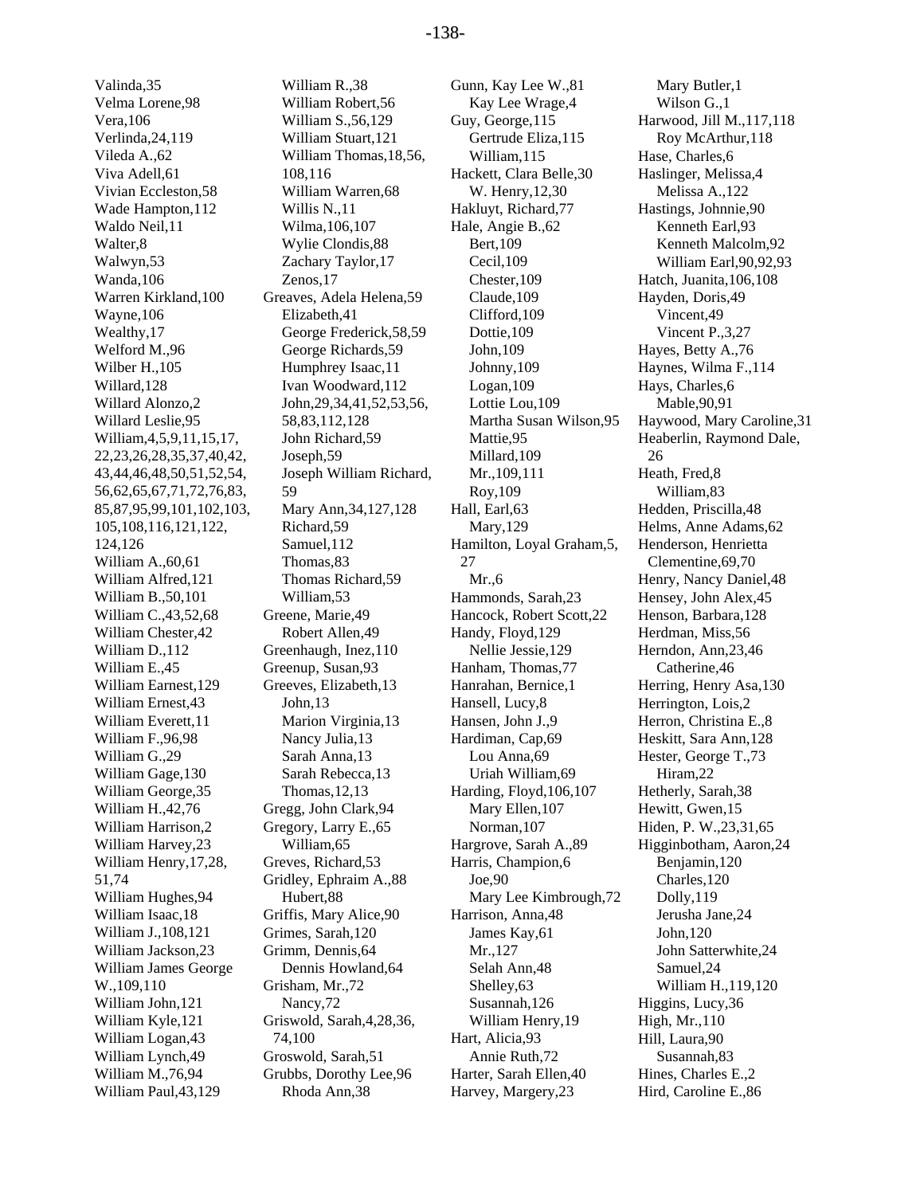Valinda,35
Velma Lorene,98
Vera,106
Verlinda,24,119
Vileda A.,62
Viva Adell,61
Vivian Eccleston,58
Wade Hampton,112
Waldo Neil,11
Walter,8
Walwyn,53
Wanda,106
Warren Kirkland,100
Wayne,106
Wealthy,17
Welford M.,96
Wilber H.,105
Willard,128
Willard Alonzo,2
Willard Leslie,95
William,4,5,9,11,15,17, 22,23,26,28,35,37,40,42, 43,44,46,48,50,51,52,54, 56,62,65,67,71,72,76,83, 85,87,95,99,101,102,103, 105,108,116,121,122, 124,126
William A.,60,61
William Alfred,121
William B.,50,101
William C.,43,52,68
William Chester,42
William D.,112
William E.,45
William Earnest,129
William Ernest,43
William Everett,11
William F.,96,98
William G.,29
William Gage,130
William George,35
William H.,42,76
William Harrison,2
William Harvey,23
William Henry,17,28, 51,74
William Hughes,94
William Isaac,18
William J.,108,121
William Jackson,23
William James George W.,109,110
William John,121
William Kyle,121
William Logan,43
William Lynch,49
William M.,76,94
William Paul,43,129
William R.,38
William Robert,56
William S.,56,129
William Stuart,121
William Thomas,18,56, 108,116
William Warren,68
Willis N.,11
Wilma,106,107
Wylie Clondis,88
Zachary Taylor,17
Zenos,17

Greaves, Adela Helena,59
Elizabeth,41
George Frederick,58,59
George Richards,59
Humphrey Isaac,11
Ivan Woodward,112
John,29,34,41,52,53,56, 58,83,112,128
John Richard,59
Joseph,59
Joseph William Richard, 59
Mary Ann,34,127,128
Richard,59
Samuel,112
Thomas,83
Thomas Richard,59
William,53

Greene, Marie,49
Robert Allen,49

Greenhaugh, Inez,110
Greenup, Susan,93
Greeves, Elizabeth,13
John,13
Marion Virginia,13
Nancy Julia,13
Sarah Anna,13
Sarah Rebecca,13
Thomas,12,13

Gregg, John Clark,94
Gregory, Larry E.,65
William,65

Greves, Richard,53
Gridley, Ephraim A.,88
Hubert,88

Griffis, Mary Alice,90
Grimes, Sarah,120
Grimm, Dennis,64
Dennis Howland,64

Grisham, Mr.,72
Nancy,72

Griswold, Sarah,4,28,36, 74,100
Groswold, Sarah,51
Grubbs, Dorothy Lee,96
Rhoda Ann,38

Gunn, Kay Lee W.,81
Kay Lee Wrage,4

Guy, George,115
Gertrude Eliza,115
William,115

Hackett, Clara Belle,30
W. Henry,12,30

Hakluyt, Richard,77
Hale, Angie B.,62
Bert,109
Cecil,109
Chester,109
Claude,109
Clifford,109
Dottie,109
John,109
Johnny,109
Logan,109
Lottie Lou,109
Martha Susan Wilson,95
Mattie,95
Millard,109
Mr.,109,111
Roy,109

Hall, Earl,63
Mary,129

Hamilton, Loyal Graham,5, 27
Mr.,6

Hammonds, Sarah,23
Hancock, Robert Scott,22
Handy, Floyd,129
Nellie Jessie,129

Hanham, Thomas,77
Hanrahan, Bernice,1
Hansell, Lucy,8
Hansen, John J.,9
Hardiman, Cap,69
Lou Anna,69
Uriah William,69

Harding, Floyd,106,107
Mary Ellen,107
Norman,107

Hargrove, Sarah A.,89
Harris, Champion,6
Joe,90
Mary Lee Kimbrough,72

Harrison, Anna,48
James Kay,61
Mr.,127
Selah Ann,48
Shelley,63
Susannah,126
William Henry,19

Hart, Alicia,93
Annie Ruth,72

Harter, Sarah Ellen,40
Harvey, Margery,23
Mary Butler,1
Wilson G.,1

Harwood, Jill M.,117,118
Roy McArthur,118

Hase, Charles,6
Haslinger, Melissa,4
Melissa A.,122

Hastings, Johnnie,90
Kenneth Earl,93
Kenneth Malcolm,92
William Earl,90,92,93

Hatch, Juanita,106,108
Hayden, Doris,49
Vincent,49
Vincent P.,3,27

Hayes, Betty A.,76
Haynes, Wilma F.,114
Hays, Charles,6
Mable,90,91

Haywood, Mary Caroline,31
Heaberlin, Raymond Dale, 26
Heath, Fred,8
William,83

Hedden, Priscilla,48
Helms, Anne Adams,62
Henderson, Henrietta Clementine,69,70
Henry, Nancy Daniel,48
Hensey, John Alex,45
Henson, Barbara,128
Herdman, Miss,56
Herndon, Ann,23,46
Catherine,46

Herring, Henry Asa,130
Herrington, Lois,2
Herron, Christina E.,8
Heskitt, Sara Ann,128
Hester, George T.,73
Hiram,22

Hetherly, Sarah,38
Hewitt, Gwen,15
Hiden, P. W.,23,31,65
Higginbotham, Aaron,24
Benjamin,120
Charles,120
Dolly,119
Jerusha Jane,24
John,120
John Satterwhite,24
Samuel,24
William H.,119,120

Higgins, Lucy,36
High, Mr.,110
Hill, Laura,90
Susannah,83

Hines, Charles E.,2
Hird, Caroline E.,86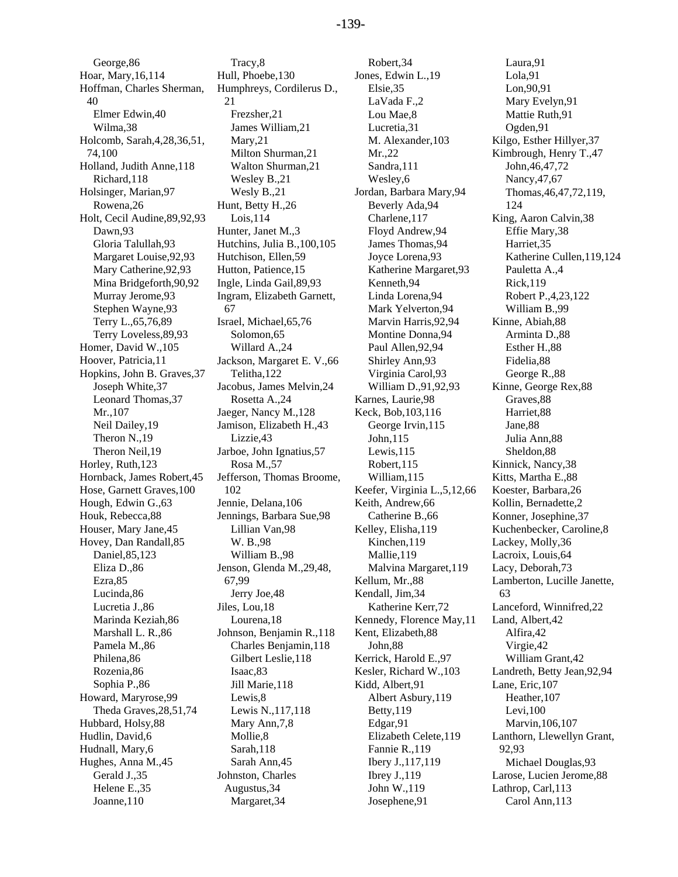George,86
Hoar, Mary,16,114
Hoffman, Charles Sherman, 40
   Elmer Edwin,40
   Wilma,38
Holcomb, Sarah,4,28,36,51, 74,100
Holland, Judith Anne,118
   Richard,118
Holsinger, Marian,97
   Rowena,26
Holt, Cecil Audine,89,92,93
   Dawn,93
   Gloria Talullah,93
   Margaret Louise,92,93
   Mary Catherine,92,93
   Mina Bridgeforth,90,92
   Murray Jerome,93
   Stephen Wayne,93
   Terry L.,65,76,89
   Terry Loveless,89,93
Homer, David W.,105
Hoover, Patricia,11
Hopkins, John B. Graves,37
   Joseph White,37
   Leonard Thomas,37
   Mr.,107
   Neil Dailey,19
   Theron N.,19
   Theron Neil,19
Horley, Ruth,123
Hornback, James Robert,45
Hose, Garnett Graves,100
Hough, Edwin G.,63
Houk, Rebecca,88
Houser, Mary Jane,45
Hovey, Dan Randall,85
   Daniel,85,123
   Eliza D.,86
   Ezra,85
   Lucinda,86
   Lucretia J.,86
   Marinda Keziah,86
   Marshall L. R.,86
   Pamela M.,86
   Philena,86
   Rozenia,86
   Sophia P.,86
Howard, Maryrose,99
   Theda Graves,28,51,74
Hubbard, Holsy,88
Hudlin, David,6
Hudnall, Mary,6
Hughes, Anna M.,45
   Gerald J.,35
   Helene E.,35
   Joanne,110
   Tracy,8
Hull, Phoebe,130
Humphreys, Cordilerus D., 21
   Frezsher,21
   James William,21
   Mary,21
   Milton Shurman,21
   Walton Shurman,21
   Wesley B.,21
   Wesly B.,21
Hunt, Betty H.,26
   Lois,114
Hunter, Janet M.,3
Hutchins, Julia B.,100,105
Hutchison, Ellen,59
Hutton, Patience,15
Ingle, Linda Gail,89,93
Ingram, Elizabeth Garnett, 67
Israel, Michael,65,76
   Solomon,65
   Willard A.,24
Jackson, Margaret E. V.,66
   Telitha,122
Jacobus, James Melvin,24
   Rosetta A.,24
Jaeger, Nancy M.,128
Jamison, Elizabeth H.,43
   Lizzie,43
Jarboe, John Ignatius,57
   Rosa M.,57
Jefferson, Thomas Broome, 102
Jennie, Delana,106
Jennings, Barbara Sue,98
   Lillian Van,98
   W. B.,98
   William B.,98
Jenson, Glenda M.,29,48, 67,99
   Jerry Joe,48
Jiles, Lou,18
   Lourena,18
Johnson, Benjamin R.,118
   Charles Benjamin,118
   Gilbert Leslie,118
   Isaac,83
   Jill Marie,118
   Lewis,8
   Lewis N.,117,118
   Mary Ann,7,8
   Mollie,8
   Sarah,118
   Sarah Ann,45
Johnston, Charles Augustus,34
   Margaret,34
   Robert,34
Jones, Edwin L.,19
   Elsie,35
   LaVada F.,2
   Lou Mae,8
   Lucretia,31
   M. Alexander,103
   Mr.,22
   Sandra,111
   Wesley,6
Jordan, Barbara Mary,94
   Beverly Ada,94
   Charlene,117
   Floyd Andrew,94
   James Thomas,94
   Joyce Lorena,93
   Katherine Margaret,93
   Kenneth,94
   Linda Lorena,94
   Mark Yelverton,94
   Marvin Harris,92,94
   Montine Donna,94
   Paul Allen,92,94
   Shirley Ann,93
   Virginia Carol,93
   William D.,91,92,93
Karnes, Laurie,98
Keck, Bob,103,116
   George Irvin,115
   John,115
   Lewis,115
   Robert,115
   William,115
Keefer, Virginia L.,5,12,66
Keith, Andrew,66
   Catherine B.,66
Kelley, Elisha,119
   Kinchen,119
   Mallie,119
   Malvina Margaret,119
Kellum, Mr.,88
Kendall, Jim,34
   Katherine Kerr,72
Kennedy, Florence May,11
Kent, Elizabeth,88
   John,88
Kerrick, Harold E.,97
Kesler, Richard W.,103
Kidd, Albert,91
   Albert Asbury,119
   Betty,119
   Edgar,91
   Elizabeth Celete,119
   Fannie R.,119
   Ibery J.,117,119
   Ibrey J.,119
   John W.,119
   Josephene,91
   Laura,91
   Lola,91
   Lon,90,91
   Mary Evelyn,91
   Mattie Ruth,91
   Ogden,91
Kilgo, Esther Hillyer,37
Kimbrough, Henry T.,47
   John,46,47,72
   Nancy,47,67
   Thomas,46,47,72,119, 124
King, Aaron Calvin,38
   Effie Mary,38
   Harriet,35
   Katherine Cullen,119,124
   Pauletta A.,4
   Rick,119
   Robert P.,4,23,122
   William B.,99
Kinne, Abiah,88
   Arminta D.,88
   Esther H.,88
   Fidelia,88
   George R.,88
Kinne, George Rex,88
   Graves,88
   Harriet,88
   Jane,88
   Julia Ann,88
   Sheldon,88
Kinnick, Nancy,38
Kitts, Martha E.,88
Koester, Barbara,26
Kollin, Bernadette,2
Konner, Josephine,37
Kuchenbecker, Caroline,8
Lackey, Molly,36
Lacroix, Louis,64
Lacy, Deborah,73
Lamberton, Lucille Janette, 63
Lanceford, Winnifred,22
Land, Albert,42
   Alfira,42
   Virgie,42
   William Grant,42
Landreth, Betty Jean,92,94
Lane, Eric,107
   Heather,107
   Levi,100
   Marvin,106,107
Lanthorn, Llewellyn Grant, 92,93
   Michael Douglas,93
Larose, Lucien Jerome,88
Lathrop, Carl,113
   Carol Ann,113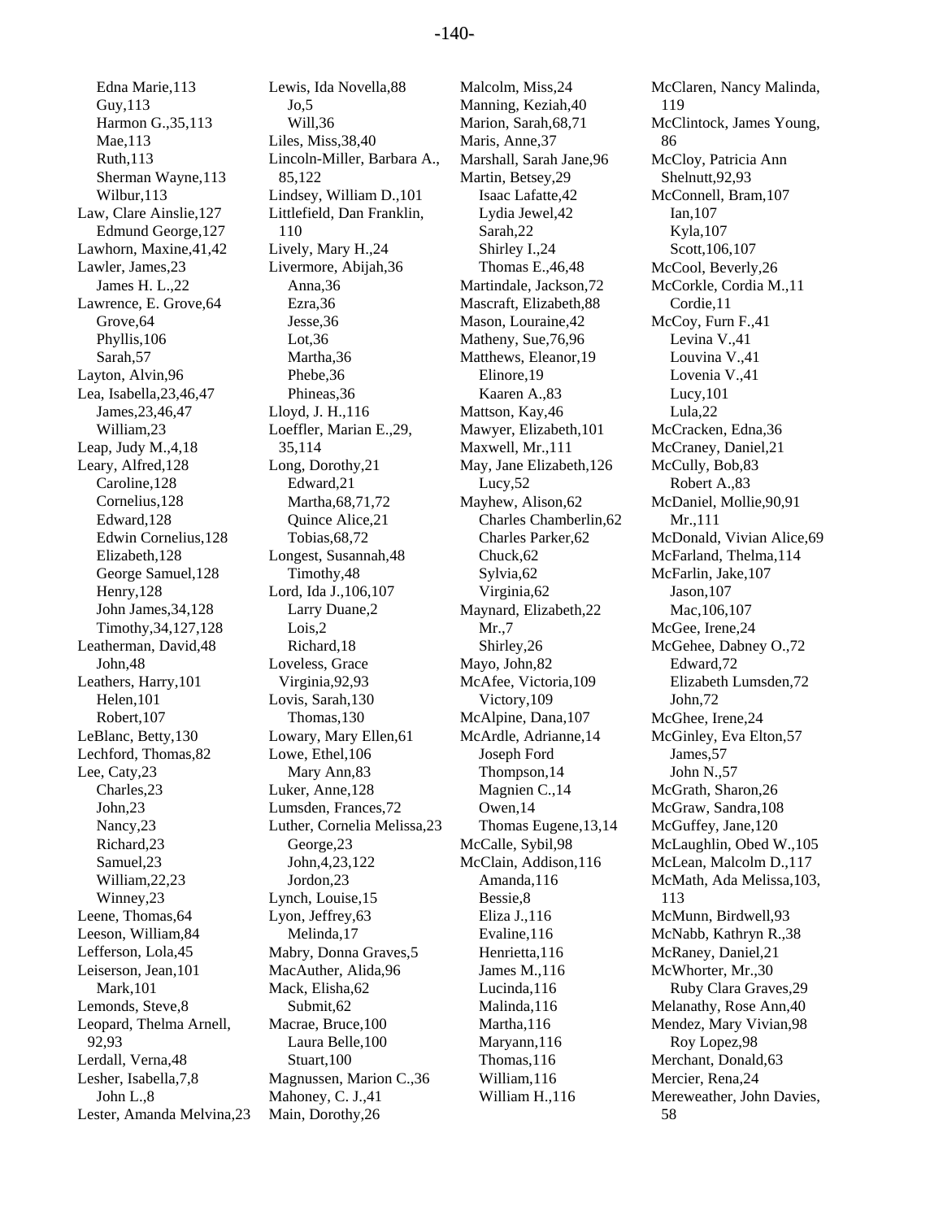Edna Marie,113
Guy,113
Harmon G.,35,113
Mae,113
Ruth,113
Sherman Wayne,113
Wilbur,113
Law, Clare Ainslie,127
Edmund George,127
Lawhorn, Maxine,41,42
Lawler, James,23
James H. L.,22
Lawrence, E. Grove,64
Grove,64
Phyllis,106
Sarah,57
Layton, Alvin,96
Lea, Isabella,23,46,47
James,23,46,47
William,23
Leap, Judy M.,4,18
Leary, Alfred,128
Caroline,128
Cornelius,128
Edward,128
Edwin Cornelius,128
Elizabeth,128
George Samuel,128
Henry,128
John James,34,128
Timothy,34,127,128
Leatherman, David,48
John,48
Leathers, Harry,101
Helen,101
Robert,107
LeBlanc, Betty,130
Lechford, Thomas,82
Lee, Caty,23
Charles,23
John,23
Nancy,23
Richard,23
Samuel,23
William,22,23
Winney,23
Leene, Thomas,64
Leeson, William,84
Lefferson, Lola,45
Leiserson, Jean,101
Mark,101
Lemonds, Steve,8
Leopard, Thelma Arnell, 92,93
Lerdall, Verna,48
Lesher, Isabella,7,8
John L.,8
Lester, Amanda Melvina,23
Lewis, Ida Novella,88
Jo,5
Will,36
Liles, Miss,38,40
Lincoln-Miller, Barbara A., 85,122
Lindsey, William D.,101
Littlefield, Dan Franklin, 110
Lively, Mary H.,24
Livermore, Abijah,36
Anna,36
Ezra,36
Jesse,36
Lot,36
Martha,36
Phebe,36
Phineas,36
Lloyd, J. H.,116
Loeffler, Marian E.,29, 35,114
Long, Dorothy,21
Edward,21
Martha,68,71,72
Quince Alice,21
Tobias,68,72
Longest, Susannah,48
Timothy,48
Lord, Ida J.,106,107
Larry Duane,2
Lois,2
Richard,18
Loveless, Grace Virginia,92,93
Lovis, Sarah,130
Thomas,130
Lowary, Mary Ellen,61
Lowe, Ethel,106
Mary Ann,83
Luker, Anne,128
Lumsden, Frances,72
Luther, Cornelia Melissa,23
George,23
John,4,23,122
Jordon,23
Lynch, Louise,15
Lyon, Jeffrey,63
Melinda,17
Mabry, Donna Graves,5
MacAuther, Alida,96
Mack, Elisha,62
Submit,62
Macrae, Bruce,100
Laura Belle,100
Stuart,100
Magnussen, Marion C.,36
Mahoney, C. J.,41
Main, Dorothy,26
Malcolm, Miss,24
Manning, Keziah,40
Marion, Sarah,68,71
Maris, Anne,37
Marshall, Sarah Jane,96
Martin, Betsey,29
Isaac Lafatte,42
Lydia Jewel,42
Sarah,22
Shirley I.,24
Thomas E.,46,48
Martindale, Jackson,72
Mascraft, Elizabeth,88
Mason, Louraine,42
Matheny, Sue,76,96
Matthews, Eleanor,19
Elinore,19
Kaaren A.,83
Mattson, Kay,46
Mawyer, Elizabeth,101
Maxwell, Mr.,111
May, Jane Elizabeth,126
Lucy,52
Mayhew, Alison,62
Charles Chamberlin,62
Charles Parker,62
Chuck,62
Sylvia,62
Virginia,62
Maynard, Elizabeth,22
Mr.,7
Shirley,26
Mayo, John,82
McAfee, Victoria,109
Victory,109
McAlpine, Dana,107
McArdle, Adrianne,14
Joseph Ford Thompson,14
Magnien C.,14
Owen,14
Thomas Eugene,13,14
McCalle, Sybil,98
McClain, Addison,116
Amanda,116
Bessie,8
Eliza J.,116
Evaline,116
Henrietta,116
James M.,116
Lucinda,116
Malinda,116
Martha,116
Maryann,116
Thomas,116
William,116
William H.,116
McClaren, Nancy Malinda, 119
McClintock, James Young, 86
McCloy, Patricia Ann Shelnutt,92,93
McConnell, Bram,107
Ian,107
Kyla,107
Scott,106,107
McCool, Beverly,26
McCorkle, Cordia M.,11
Cordie,11
McCoy, Furn F.,41
Levina V.,41
Louvina V.,41
Lovenia V.,41
Lucy,101
Lula,22
McCracken, Edna,36
McCraney, Daniel,21
McCully, Bob,83
Robert A.,83
McDaniel, Mollie,90,91
Mr.,111
McDonald, Vivian Alice,69
McFarland, Thelma,114
McFarlin, Jake,107
Jason,107
Mac,106,107
McGee, Irene,24
McGehee, Dabney O.,72
Edward,72
Elizabeth Lumsden,72
John,72
McGhee, Irene,24
McGinley, Eva Elton,57
James,57
John N.,57
McGrath, Sharon,26
McGraw, Sandra,108
McGuffey, Jane,120
McLaughlin, Obed W.,105
McLean, Malcolm D.,117
McMath, Ada Melissa,103, 113
McMunn, Birdwell,93
McNabb, Kathryn R.,38
McRaney, Daniel,21
McWhorter, Mr.,30
Ruby Clara Graves,29
Melanathy, Rose Ann,40
Mendez, Mary Vivian,98
Roy Lopez,98
Merchant, Donald,63
Mercier, Rena,24
Mereweather, John Davies, 58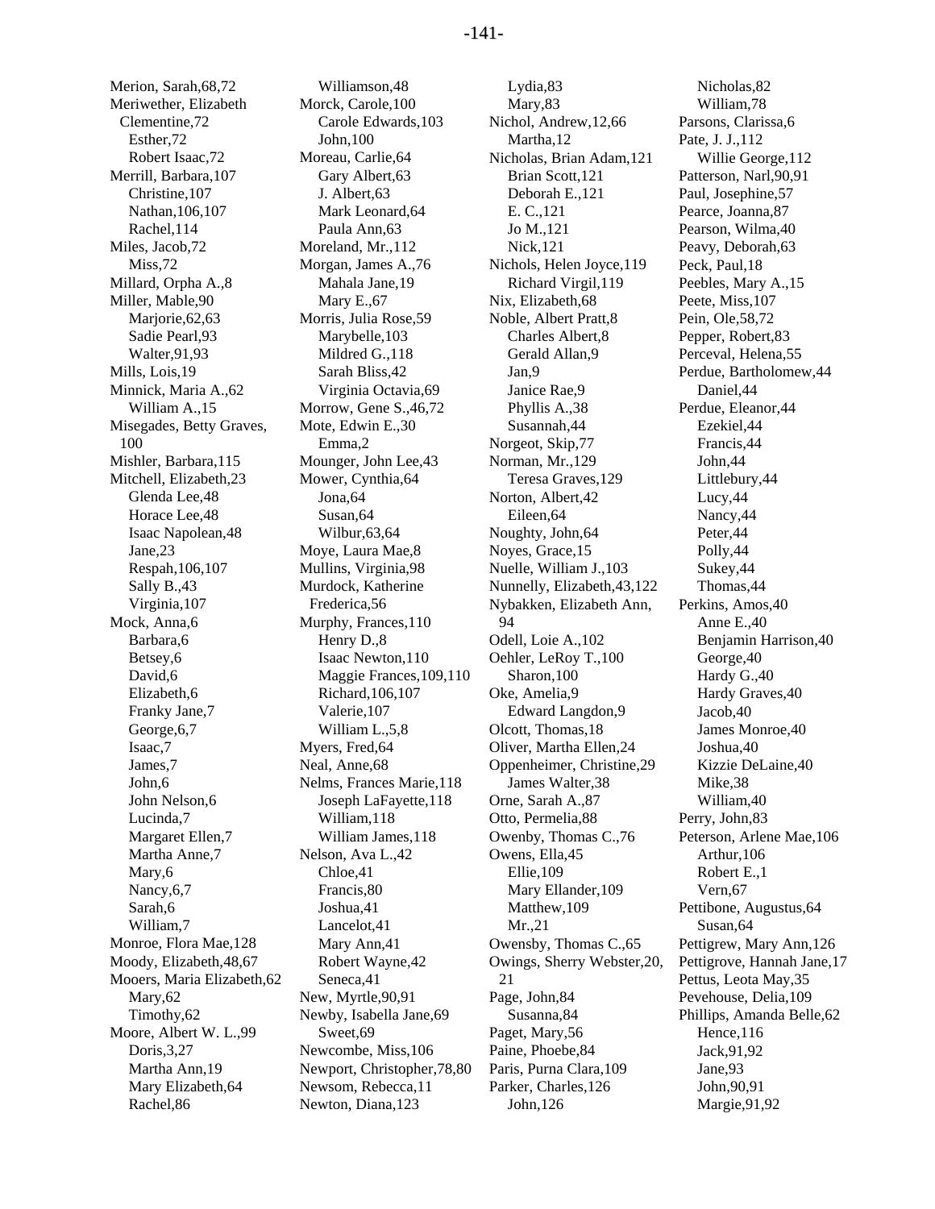Merion, Sarah,68,72
Meriwether, Elizabeth Clementine,72
    Esther,72
    Robert Isaac,72
Merrill, Barbara,107
    Christine,107
    Nathan,106,107
    Rachel,114
Miles, Jacob,72
    Miss,72
Millard, Orpha A.,8
Miller, Mable,90
    Marjorie,62,63
    Sadie Pearl,93
    Walter,91,93
Mills, Lois,19
Minnick, Maria A.,62
    William A.,15
Misegades, Betty Graves, 100
Mishler, Barbara,115
Mitchell, Elizabeth,23
    Glenda Lee,48
    Horace Lee,48
    Isaac Napolean,48
    Jane,23
    Respah,106,107
    Sally B.,43
    Virginia,107
Mock, Anna,6
    Barbara,6
    Betsey,6
    David,6
    Elizabeth,6
    Franky Jane,7
    George,6,7
    Isaac,7
    James,7
    John,6
    John Nelson,6
    Lucinda,7
    Margaret Ellen,7
    Martha Anne,7
    Mary,6
    Nancy,6,7
    Sarah,6
    William,7
Monroe, Flora Mae,128
Moody, Elizabeth,48,67
Mooers, Maria Elizabeth,62
    Mary,62
    Timothy,62
Moore, Albert W. L.,99
    Doris,3,27
    Martha Ann,19
    Mary Elizabeth,64
    Rachel,86
    Williamson,48
Morck, Carole,100
    Carole Edwards,103
    John,100
Moreau, Carlie,64
    Gary Albert,63
    J. Albert,63
    Mark Leonard,64
    Paula Ann,63
Moreland, Mr.,112
Morgan, James A.,76
    Mahala Jane,19
    Mary E.,67
Morris, Julia Rose,59
    Marybelle,103
    Mildred G.,118
    Sarah Bliss,42
    Virginia Octavia,69
Morrow, Gene S.,46,72
Mote, Edwin E.,30
    Emma,2
Mounger, John Lee,43
Mower, Cynthia,64
    Jona,64
    Susan,64
    Wilbur,63,64
Moye, Laura Mae,8
Mullins, Virginia,98
Murdock, Katherine Frederica,56
Murphy, Frances,110
    Henry D.,8
    Isaac Newton,110
    Maggie Frances,109,110
    Richard,106,107
    Valerie,107
    William L.,5,8
Myers, Fred,64
Neal, Anne,68
Nelms, Frances Marie,118
    Joseph LaFayette,118
    William,118
    William James,118
Nelson, Ava L.,42
    Chloe,41
    Francis,80
    Joshua,41
    Lancelot,41
    Mary Ann,41
    Robert Wayne,42
    Seneca,41
New, Myrtle,90,91
Newby, Isabella Jane,69
    Sweet,69
Newcombe, Miss,106
Newport, Christopher,78,80
Newsom, Rebecca,11
Newton, Diana,123
    Lydia,83
    Mary,83
Nichol, Andrew,12,66
    Martha,12
Nicholas, Brian Adam,121
    Brian Scott,121
    Deborah E.,121
    E. C.,121
    Jo M.,121
    Nick,121
Nichols, Helen Joyce,119
    Richard Virgil,119
Nix, Elizabeth,68
Noble, Albert Pratt,8
    Charles Albert,8
    Gerald Allan,9
    Jan,9
    Janice Rae,9
    Phyllis A.,38
    Susannah,44
Norgeot, Skip,77
Norman, Mr.,129
    Teresa Graves,129
Norton, Albert,42
    Eileen,64
Noughty, John,64
Noyes, Grace,15
Nuelle, William J.,103
Nunnelly, Elizabeth,43,122
Nybakken, Elizabeth Ann, 94
Odell, Loie A.,102
Oehler, LeRoy T.,100
    Sharon,100
Oke, Amelia,9
    Edward Langdon,9
Olcott, Thomas,18
Oliver, Martha Ellen,24
Oppenheimer, Christine,29
    James Walter,38
Orne, Sarah A.,87
Otto, Permelia,88
Owenby, Thomas C.,76
Owens, Ella,45
    Ellie,109
    Mary Ellander,109
    Matthew,109
    Mr.,21
Owensby, Thomas C.,65
Owings, Sherry Webster,20, 21
Page, John,84
    Susanna,84
Paget, Mary,56
Paine, Phoebe,84
Paris, Purna Clara,109
Parker, Charles,126
    John,126
    Nicholas,82
    William,78
Parsons, Clarissa,6
Pate, J. J.,112
    Willie George,112
Patterson, Narl,90,91
Paul, Josephine,57
Pearce, Joanna,87
Pearson, Wilma,40
Peavy, Deborah,63
Peck, Paul,18
Peebles, Mary A.,15
Peete, Miss,107
Pein, Ole,58,72
Pepper, Robert,83
Perceval, Helena,55
Perdue, Bartholomew,44
    Daniel,44
Perdue, Eleanor,44
    Ezekiel,44
    Francis,44
    John,44
    Littlebury,44
    Lucy,44
    Nancy,44
    Peter,44
    Polly,44
    Sukey,44
    Thomas,44
Perkins, Amos,40
    Anne E.,40
    Benjamin Harrison,40
    George,40
    Hardy G.,40
    Hardy Graves,40
    Jacob,40
    James Monroe,40
    Joshua,40
    Kizzie DeLaine,40
    Mike,38
    William,40
Perry, John,83
Peterson, Arlene Mae,106
    Arthur,106
    Robert E.,1
    Vern,67
Pettibone, Augustus,64
    Susan,64
Pettigrew, Mary Ann,126
Pettigrove, Hannah Jane,17
Pettus, Leota May,35
Pevehouse, Delia,109
Phillips, Amanda Belle,62
    Hence,116
    Jack,91,92
    Jane,93
    John,90,91
    Margie,91,92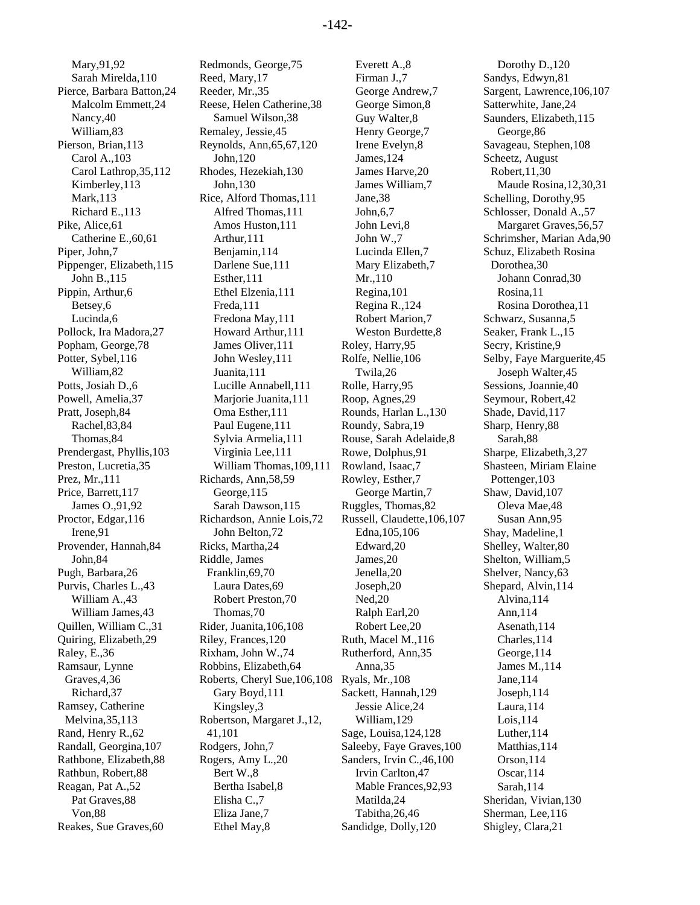Mary,91,92
Sarah Mirelda,110
Pierce, Barbara Batton,24
Malcolm Emmett,24
Nancy,40
William,83
Pierson, Brian,113
Carol A.,103
Carol Lathrop,35,112
Kimberley,113
Mark,113
Richard E.,113
Pike, Alice,61
Catherine E.,60,61
Piper, John,7
Pippenger, Elizabeth,115
John B.,115
Pippin, Arthur,6
Betsey,6
Lucinda,6
Pollock, Ira Madora,27
Popham, George,78
Potter, Sybel,116
William,82
Potts, Josiah D.,6
Powell, Amelia,37
Pratt, Joseph,84
Rachel,83,84
Thomas,84
Prendergast, Phyllis,103
Preston, Lucretia,35
Prez, Mr.,111
Price, Barrett,117
James O.,91,92
Proctor, Edgar,116
Irene,91
Provender, Hannah,84
John,84
Pugh, Barbara,26
Purvis, Charles L.,43
William A.,43
William James,43
Quillen, William C.,31
Quiring, Elizabeth,29
Raley, E.,36
Ramsaur, Lynne Graves,4,36
Richard,37
Ramsey, Catherine Melvina,35,113
Rand, Henry R.,62
Randall, Georgina,107
Rathbone, Elizabeth,88
Rathbun, Robert,88
Reagan, Pat A.,52
Pat Graves,88
Von,88
Reakes, Sue Graves,60
Redmonds, George,75
Reed, Mary,17
Reeder, Mr.,35
Reese, Helen Catherine,38
Samuel Wilson,38
Remaley, Jessie,45
Reynolds, Ann,65,67,120
John,120
Rhodes, Hezekiah,130
John,130
Rice, Alford Thomas,111
Alfred Thomas,111
Amos Huston,111
Arthur,111
Benjamin,114
Darlene Sue,111
Esther,111
Ethel Elzenia,111
Freda,111
Fredona May,111
Howard Arthur,111
James Oliver,111
John Wesley,111
Juanita,111
Lucille Annabell,111
Marjorie Juanita,111
Oma Esther,111
Paul Eugene,111
Sylvia Armelia,111
Virginia Lee,111
William Thomas,109,111
Richards, Ann,58,59
George,115
Sarah Dawson,115
Richardson, Annie Lois,72
John Belton,72
Ricks, Martha,24
Riddle, James Franklin,69,70
Laura Dates,69
Robert Preston,70
Thomas,70
Rider, Juanita,106,108
Riley, Frances,120
Rixham, John W.,74
Robbins, Elizabeth,64
Roberts, Cheryl Sue,106,108
Gary Boyd,111
Kingsley,3
Robertson, Margaret J.,12, 41,101
Rodgers, John,7
Rogers, Amy L.,20
Bert W.,8
Bertha Isabel,8
Elisha C.,7
Eliza Jane,7
Ethel May,8
Everett A.,8
Firman J.,7
George Andrew,7
George Simon,8
Guy Walter,8
Henry George,7
Irene Evelyn,8
James,124
James Harve,20
James William,7
Jane,38
John,6,7
John Levi,8
John W.,7
Lucinda Ellen,7
Mary Elizabeth,7
Mr.,110
Regina,101
Regina R.,124
Robert Marion,7
Weston Burdette,8
Roley, Harry,95
Rolfe, Nellie,106
Twila,26
Rolle, Harry,95
Roop, Agnes,29
Rounds, Harlan L.,130
Roundy, Sabra,19
Rouse, Sarah Adelaide,8
Rowe, Dolphus,91
Rowland, Isaac,7
Rowley, Esther,7
George Martin,7
Ruggles, Thomas,82
Russell, Claudette,106,107
Edna,105,106
Edward,20
James,20
Jenella,20
Joseph,20
Ned,20
Ralph Earl,20
Robert Lee,20
Ruth, Macel M.,116
Rutherford, Ann,35
Anna,35
Ryals, Mr.,108
Sackett, Hannah,129
Jessie Alice,24
William,129
Sage, Louisa,124,128
Saleeby, Faye Graves,100
Sanders, Irvin C.,46,100
Irvin Carlton,47
Mable Frances,92,93
Matilda,24
Tabitha,26,46
Sandidge, Dolly,120
Dorothy D.,120
Sandys, Edwyn,81
Sargent, Lawrence,106,107
Satterwhite, Jane,24
Saunders, Elizabeth,115
George,86
Savageau, Stephen,108
Scheetz, August Robert,11,30
Maude Rosina,12,30,31
Schelling, Dorothy,95
Schlosser, Donald A.,57
Margaret Graves,56,57
Schrimsher, Marian Ada,90
Schuz, Elizabeth Rosina Dorothea,30
Johann Conrad,30
Rosina,11
Rosina Dorothea,11
Schwarz, Susanna,5
Seaker, Frank L.,15
Secry, Kristine,9
Selby, Faye Marguerite,45
Joseph Walter,45
Sessions, Joannie,40
Seymour, Robert,42
Shade, David,117
Sharp, Henry,88
Sarah,88
Sharpe, Elizabeth,3,27
Shasteen, Miriam Elaine Pottenger,103
Shaw, David,107
Oleva Mae,48
Susan Ann,95
Shay, Madeline,1
Shelley, Walter,80
Shelton, William,5
Shelver, Nancy,63
Shepard, Alvin,114
Alvina,114
Ann,114
Asenath,114
Charles,114
George,114
James M.,114
Jane,114
Joseph,114
Laura,114
Lois,114
Luther,114
Matthias,114
Orson,114
Oscar,114
Sarah,114
Sheridan, Vivian,130
Sherman, Lee,116
Shigley, Clara,21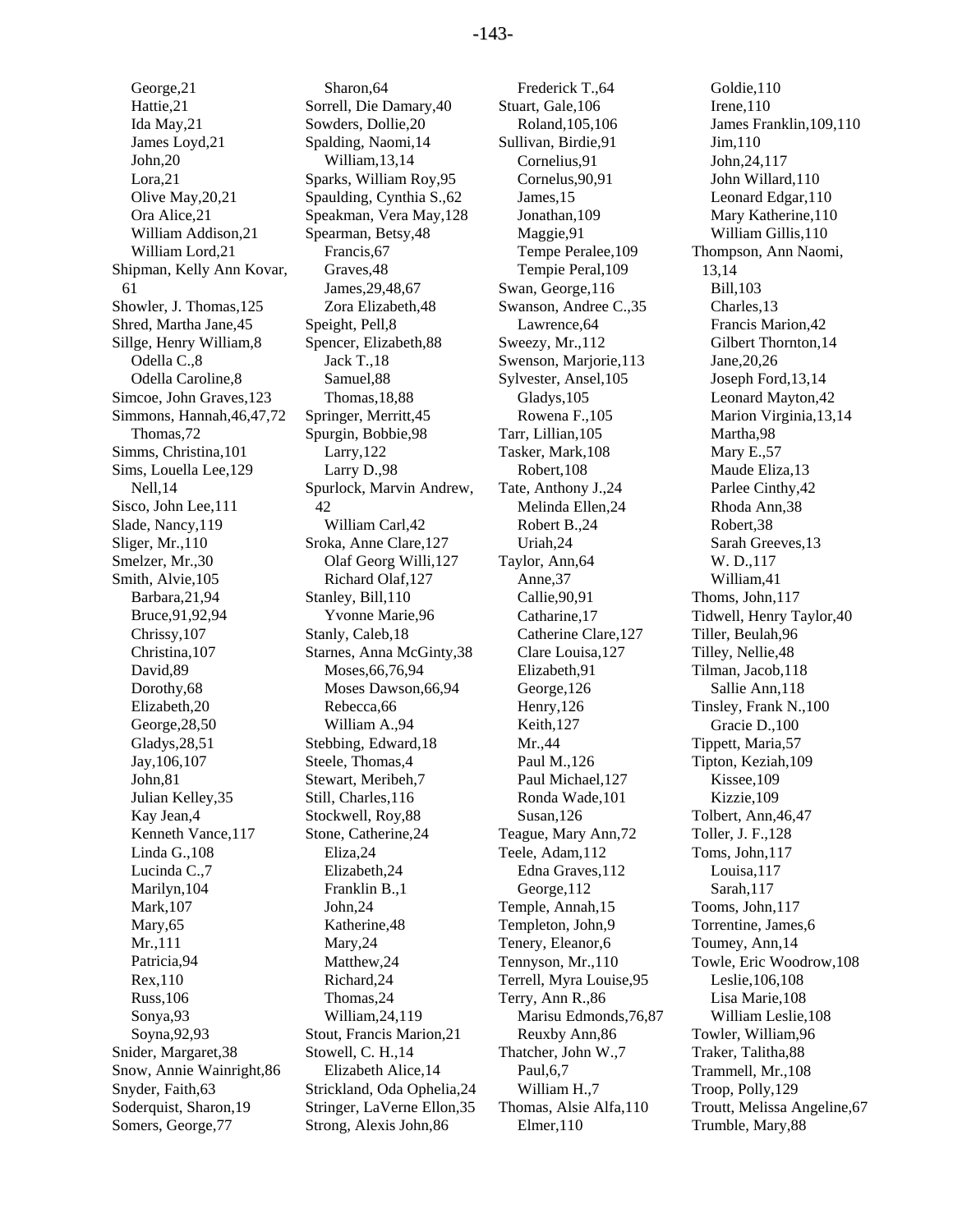George,21
Hattie,21
Ida May,21
James Loyd,21
John,20
Lora,21
Olive May,20,21
Ora Alice,21
William Addison,21
William Lord,21
Shipman, Kelly Ann Kovar, 61
Showler, J. Thomas,125
Shred, Martha Jane,45
Sillge, Henry William,8
Odella C.,8
Odella Caroline,8
Simcoe, John Graves,123
Simmons, Hannah,46,47,72
Thomas,72
Simms, Christina,101
Sims, Louella Lee,129
Nell,14
Sisco, John Lee,111
Slade, Nancy,119
Sliger, Mr.,110
Smelzer, Mr.,30
Smith, Alvie,105
Barbara,21,94
Bruce,91,92,94
Chrissy,107
Christina,107
David,89
Dorothy,68
Elizabeth,20
George,28,50
Gladys,28,51
Jay,106,107
John,81
Julian Kelley,35
Kay Jean,4
Kenneth Vance,117
Linda G.,108
Lucinda C.,7
Marilyn,104
Mark,107
Mary,65
Mr.,111
Patricia,94
Rex,110
Russ,106
Sonya,93
Soyna,92,93
Snider, Margaret,38
Snow, Annie Wainright,86
Snyder, Faith,63
Soderquist, Sharon,19
Somers, George,77
Sharon,64
Sorrell, Die Damary,40
Sowders, Dollie,20
Spalding, Naomi,14
William,13,14
Sparks, William Roy,95
Spaulding, Cynthia S.,62
Speakman, Vera May,128
Spearman, Betsy,48
Francis,67
Graves,48
James,29,48,67
Zora Elizabeth,48
Speight, Pell,8
Spencer, Elizabeth,88
Jack T.,18
Samuel,88
Thomas,18,88
Springer, Merritt,45
Spurgin, Bobbie,98
Larry,122
Larry D.,98
Spurlock, Marvin Andrew, 42
William Carl,42
Sroka, Anne Clare,127
Olaf Georg Willi,127
Richard Olaf,127
Stanley, Bill,110
Yvonne Marie,96
Stanly, Caleb,18
Starnes, Anna McGinty,38
Moses,66,76,94
Moses Dawson,66,94
Rebecca,66
William A.,94
Stebbing, Edward,18
Steele, Thomas,4
Stewart, Meribeh,7
Still, Charles,116
Stockwell, Roy,88
Stone, Catherine,24
Eliza,24
Elizabeth,24
Franklin B.,1
John,24
Katherine,48
Mary,24
Matthew,24
Richard,24
Thomas,24
William,24,119
Stout, Francis Marion,21
Stowell, C. H.,14
Elizabeth Alice,14
Strickland, Oda Ophelia,24
Stringer, LaVerne Ellon,35
Strong, Alexis John,86
Frederick T.,64
Stuart, Gale,106
Roland,105,106
Sullivan, Birdie,91
Cornelius,91
Cornelus,90,91
James,15
Jonathan,109
Maggie,91
Tempe Peralee,109
Tempie Peral,109
Swan, George,116
Swanson, Andree C.,35
Lawrence,64
Sweezy, Mr.,112
Swenson, Marjorie,113
Sylvester, Ansel,105
Gladys,105
Rowena F.,105
Tarr, Lillian,105
Tasker, Mark,108
Robert,108
Tate, Anthony J.,24
Melinda Ellen,24
Robert B.,24
Uriah,24
Taylor, Ann,64
Anne,37
Callie,90,91
Catharine,17
Catherine Clare,127
Clare Louisa,127
Elizabeth,91
George,126
Henry,126
Keith,127
Mr.,44
Paul M.,126
Paul Michael,127
Ronda Wade,101
Susan,126
Teague, Mary Ann,72
Teele, Adam,112
Edna Graves,112
George,112
Temple, Annah,15
Templeton, John,9
Tenery, Eleanor,6
Tennyson, Mr.,110
Terrell, Myra Louise,95
Terry, Ann R.,86
Marisu Edmonds,76,87
Reuxby Ann,86
Thatcher, John W.,7
Paul,6,7
William H.,7
Thomas, Alsie Alfa,110
Elmer,110
Goldie,110
Irene,110
James Franklin,109,110
Jim,110
John,24,117
John Willard,110
Leonard Edgar,110
Mary Katherine,110
William Gillis,110
Thompson, Ann Naomi, 13,14
Bill,103
Charles,13
Francis Marion,42
Gilbert Thornton,14
Jane,20,26
Joseph Ford,13,14
Leonard Mayton,42
Marion Virginia,13,14
Martha,98
Mary E.,57
Maude Eliza,13
Parlee Cinthy,42
Rhoda Ann,38
Robert,38
Sarah Greeves,13
W. D.,117
William,41
Thoms, John,117
Tidwell, Henry Taylor,40
Tiller, Beulah,96
Tilley, Nellie,48
Tilman, Jacob,118
Sallie Ann,118
Tinsley, Frank N.,100
Gracie D.,100
Tippett, Maria,57
Tipton, Keziah,109
Kissee,109
Kizzie,109
Tolbert, Ann,46,47
Toller, J. F.,128
Toms, John,117
Louisa,117
Sarah,117
Tooms, John,117
Torrentine, James,6
Toumey, Ann,14
Towle, Eric Woodrow,108
Leslie,106,108
Lisa Marie,108
William Leslie,108
Towler, William,96
Traker, Talitha,88
Trammell, Mr.,108
Troop, Polly,129
Troutt, Melissa Angeline,67
Trumble, Mary,88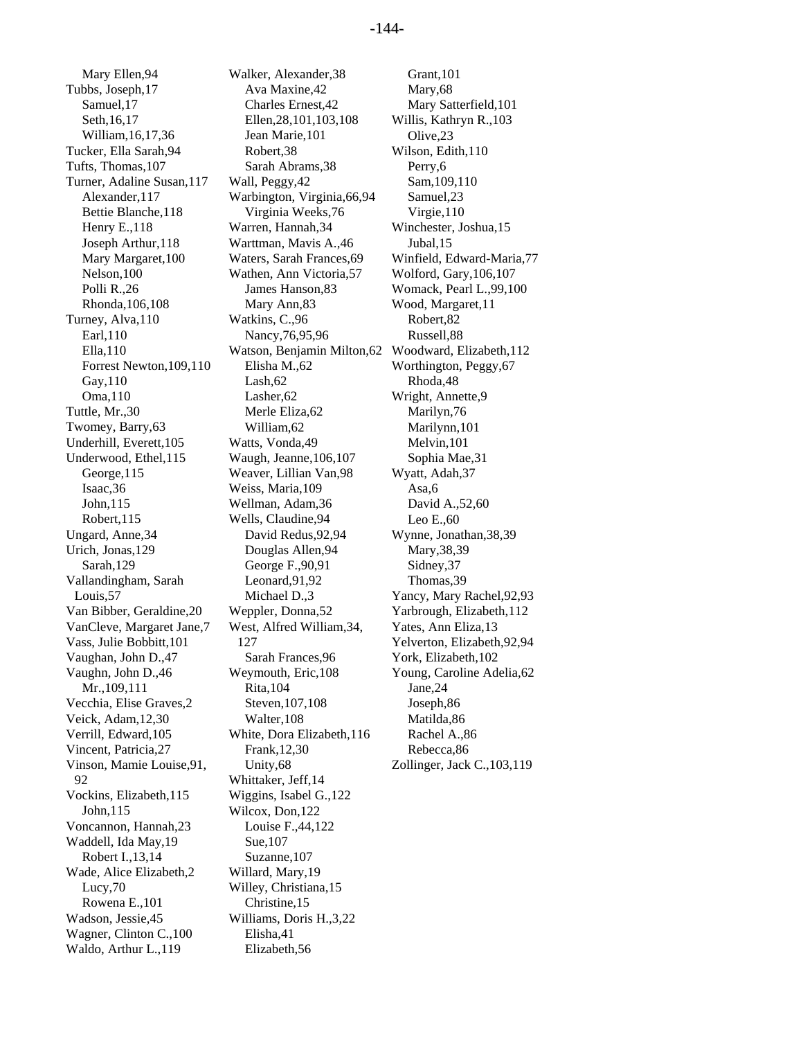Mary Ellen,94
Tubbs, Joseph,17
Samuel,17
Seth,16,17
William,16,17,36
Tucker, Ella Sarah,94
Tufts, Thomas,107
Turner, Adaline Susan,117
Alexander,117
Bettie Blanche,118
Henry E.,118
Joseph Arthur,118
Mary Margaret,100
Nelson,100
Polli R.,26
Rhonda,106,108
Turney, Alva,110
Earl,110
Ella,110
Forrest Newton,109,110
Gay,110
Oma,110
Tuttle, Mr.,30
Twomey, Barry,63
Underhill, Everett,105
Underwood, Ethel,115
George,115
Isaac,36
John,115
Robert,115
Ungard, Anne,34
Urich, Jonas,129
Sarah,129
Vallandingham, Sarah Louis,57
Van Bibber, Geraldine,20
VanCleve, Margaret Jane,7
Vass, Julie Bobbitt,101
Vaughan, John D.,47
Vaughn, John D.,46
Mr.,109,111
Vecchia, Elise Graves,2
Veick, Adam,12,30
Verrill, Edward,105
Vincent, Patricia,27
Vinson, Mamie Louise,91, 92
Vockins, Elizabeth,115
John,115
Voncannon, Hannah,23
Waddell, Ida May,19
Robert I.,13,14
Wade, Alice Elizabeth,2
Lucy,70
Rowena E.,101
Wadson, Jessie,45
Wagner, Clinton C.,100
Waldo, Arthur L.,119
Walker, Alexander,38
Ava Maxine,42
Charles Ernest,42
Ellen,28,101,103,108
Jean Marie,101
Robert,38
Sarah Abrams,38
Wall, Peggy,42
Warbington, Virginia,66,94
Virginia Weeks,76
Warren, Hannah,34
Warttman, Mavis A.,46
Waters, Sarah Frances,69
Wathen, Ann Victoria,57
James Hanson,83
Mary Ann,83
Watkins, C.,96
Nancy,76,95,96
Watson, Benjamin Milton,62
Elisha M.,62
Lash,62
Lasher,62
Merle Eliza,62
William,62
Watts, Vonda,49
Waugh, Jeanne,106,107
Weaver, Lillian Van,98
Weiss, Maria,109
Wellman, Adam,36
Wells, Claudine,94
David Redus,92,94
Douglas Allen,94
George F.,90,91
Leonard,91,92
Michael D.,3
Weppler, Donna,52
West, Alfred William,34, 127
Sarah Frances,96
Weymouth, Eric,108
Rita,104
Steven,107,108
Walter,108
White, Dora Elizabeth,116
Frank,12,30
Unity,68
Whittaker, Jeff,14
Wiggins, Isabel G.,122
Wilcox, Don,122
Louise F.,44,122
Sue,107
Suzanne,107
Willard, Mary,19
Willey, Christiana,15
Christine,15
Williams, Doris H.,3,22
Elisha,41
Elizabeth,56
Grant,101
Mary,68
Mary Satterfield,101
Willis, Kathryn R.,103
Olive,23
Wilson, Edith,110
Perry,6
Sam,109,110
Samuel,23
Virgie,110
Winchester, Joshua,15
Jubal,15
Winfield, Edward-Maria,77
Wolford, Gary,106,107
Womack, Pearl L.,99,100
Wood, Margaret,11
Robert,82
Russell,88
Woodward, Elizabeth,112
Worthington, Peggy,67
Rhoda,48
Wright, Annette,9
Marilyn,76
Marilynn,101
Melvin,101
Sophia Mae,31
Wyatt, Adah,37
Asa,6
David A.,52,60
Leo E.,60
Wynne, Jonathan,38,39
Mary,38,39
Sidney,37
Thomas,39
Yancy, Mary Rachel,92,93
Yarbrough, Elizabeth,112
Yates, Ann Eliza,13
Yelverton, Elizabeth,92,94
York, Elizabeth,102
Young, Caroline Adelia,62
Jane,24
Joseph,86
Matilda,86
Rachel A.,86
Rebecca,86
Zollinger, Jack C.,103,119